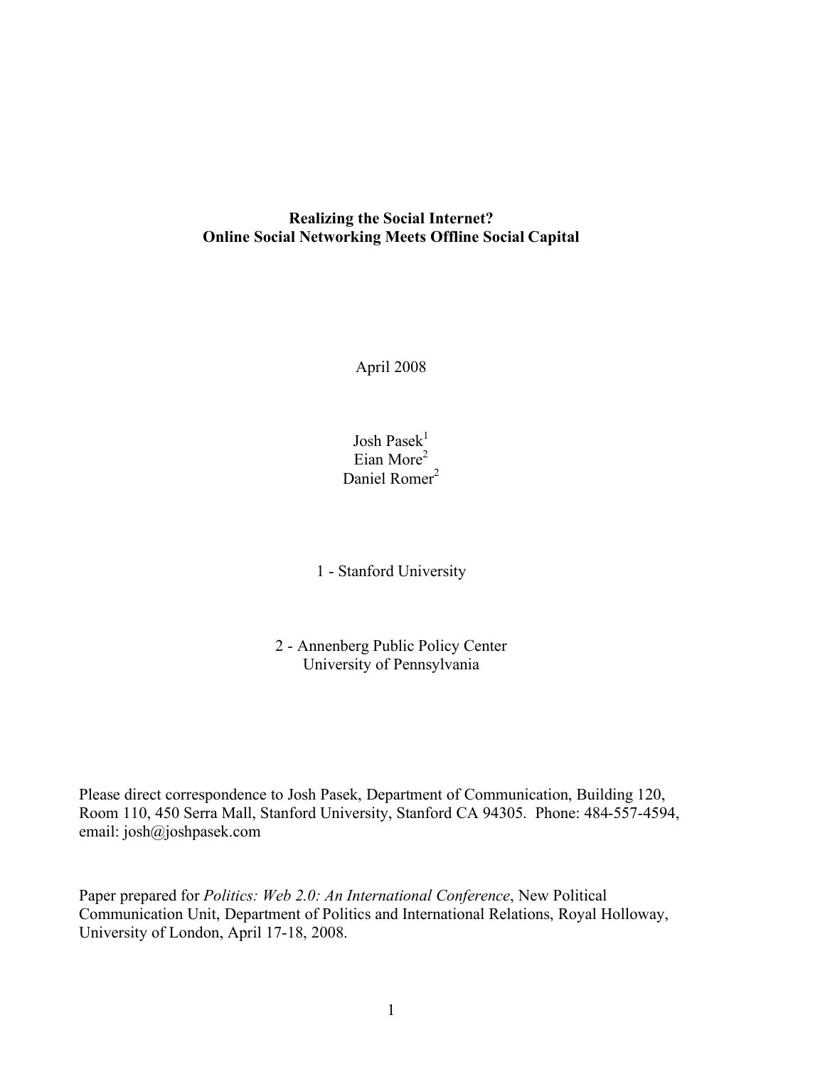**Realizing the Social Internet?**
**Online Social Networking Meets Offline Social Capital**

April 2008

Josh Pasek[1]
Eian More[2]
Daniel Romer[2]

1 - Stanford University

2 - Annenberg Public Policy Center
University of Pennsylvania

Please direct correspondence to Josh Pasek, Department of Communication, Building 120, Room 110, 450 Serra Mall, Stanford University, Stanford CA 94305. Phone: 484-557-4594, email: josh@joshpasek.com

Paper prepared for *Politics: Web 2.0: An International Conference*, New Political Communication Unit, Department of Politics and International Relations, Royal Holloway, University of London, April 17-18, 2008.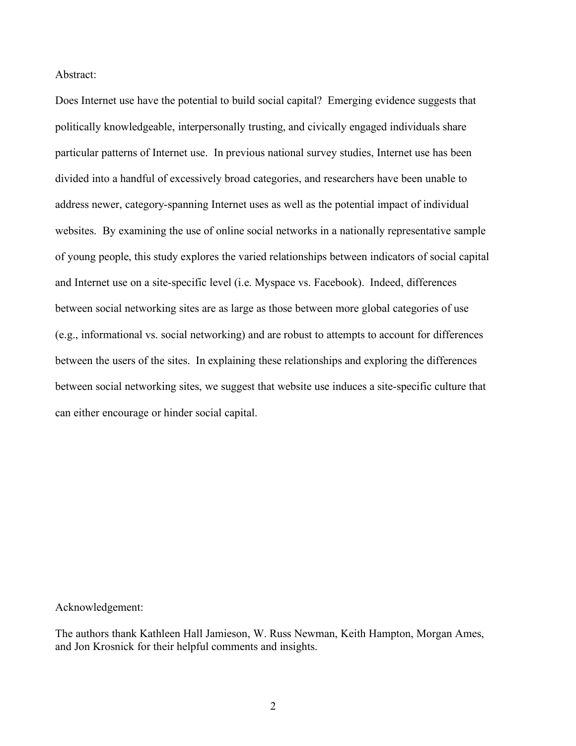Abstract:

Does Internet use have the potential to build social capital? Emerging evidence suggests that politically knowledgeable, interpersonally trusting, and civically engaged individuals share particular patterns of Internet use. In previous national survey studies, Internet use has been divided into a handful of excessively broad categories, and researchers have been unable to address newer, category-spanning Internet uses as well as the potential impact of individual websites. By examining the use of online social networks in a nationally representative sample of young people, this study explores the varied relationships between indicators of social capital and Internet use on a site-specific level (i.e. Myspace vs. Facebook). Indeed, differences between social networking sites are as large as those between more global categories of use (e.g., informational vs. social networking) and are robust to attempts to account for differences between the users of the sites. In explaining these relationships and exploring the differences between social networking sites, we suggest that website use induces a site-specific culture that can either encourage or hinder social capital.

Acknowledgement:

The authors thank Kathleen Hall Jamieson, W. Russ Newman, Keith Hampton, Morgan Ames, and Jon Krosnick for their helpful comments and insights.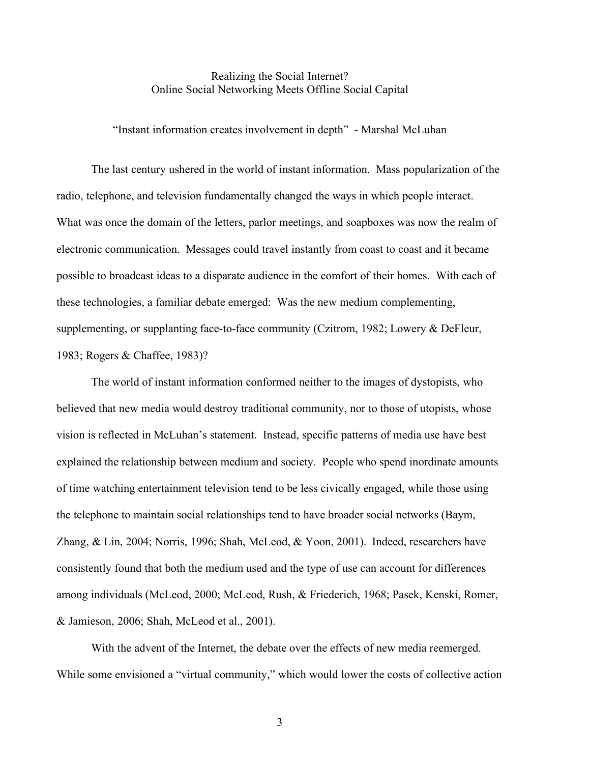# Realizing the Social Internet?
## Online Social Networking Meets Offline Social Capital

"Instant information creates involvement in depth" - Marshal McLuhan

The last century ushered in the world of instant information. Mass popularization of the radio, telephone, and television fundamentally changed the ways in which people interact. What was once the domain of the letters, parlor meetings, and soapboxes was now the realm of electronic communication. Messages could travel instantly from coast to coast and it became possible to broadcast ideas to a disparate audience in the comfort of their homes. With each of these technologies, a familiar debate emerged: Was the new medium complementing, supplementing, or supplanting face-to-face community (Czitrom, 1982; Lowery & DeFleur, 1983; Rogers & Chaffee, 1983)?

The world of instant information conformed neither to the images of dystopists, who believed that new media would destroy traditional community, nor to those of utopists, whose vision is reflected in McLuhan's statement. Instead, specific patterns of media use have best explained the relationship between medium and society. People who spend inordinate amounts of time watching entertainment television tend to be less civically engaged, while those using the telephone to maintain social relationships tend to have broader social networks (Baym, Zhang, & Lin, 2004; Norris, 1996; Shah, McLeod, & Yoon, 2001). Indeed, researchers have consistently found that both the medium used and the type of use can account for differences among individuals (McLeod, 2000; McLeod, Rush, & Friederich, 1968; Pasek, Kenski, Romer, & Jamieson, 2006; Shah, McLeod et al., 2001).

With the advent of the Internet, the debate over the effects of new media reemerged. While some envisioned a "virtual community," which would lower the costs of collective action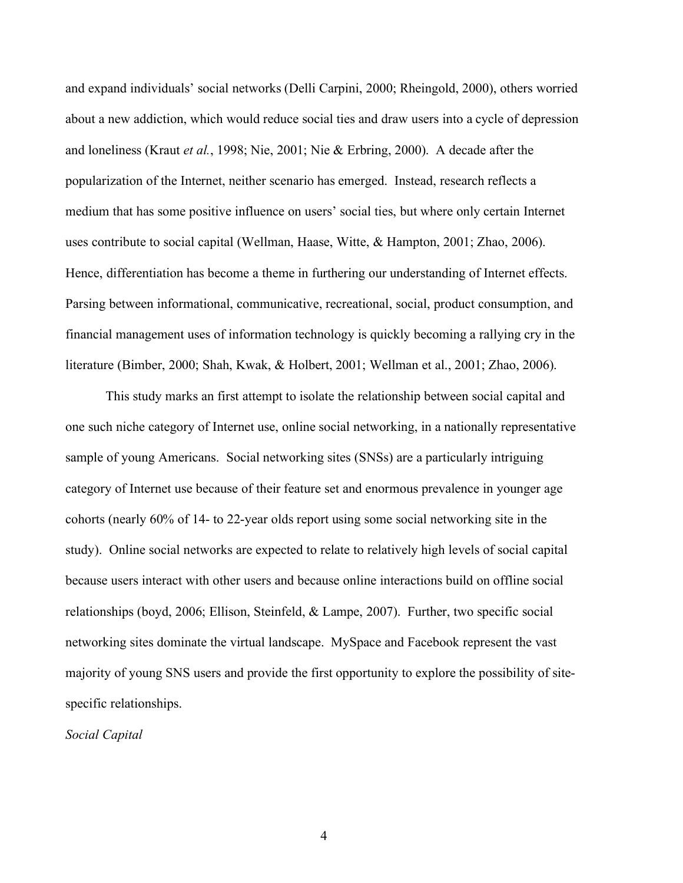and expand individuals' social networks (Delli Carpini, 2000; Rheingold, 2000), others worried about a new addiction, which would reduce social ties and draw users into a cycle of depression and loneliness (Kraut *et al.*, 1998; Nie, 2001; Nie & Erbring, 2000). A decade after the popularization of the Internet, neither scenario has emerged. Instead, research reflects a medium that has some positive influence on users' social ties, but where only certain Internet uses contribute to social capital (Wellman, Haase, Witte, & Hampton, 2001; Zhao, 2006). Hence, differentiation has become a theme in furthering our understanding of Internet effects. Parsing between informational, communicative, recreational, social, product consumption, and financial management uses of information technology is quickly becoming a rallying cry in the literature (Bimber, 2000; Shah, Kwak, & Holbert, 2001; Wellman et al., 2001; Zhao, 2006).

This study marks an first attempt to isolate the relationship between social capital and one such niche category of Internet use, online social networking, in a nationally representative sample of young Americans. Social networking sites (SNSs) are a particularly intriguing category of Internet use because of their feature set and enormous prevalence in younger age cohorts (nearly 60% of 14- to 22-year olds report using some social networking site in the study). Online social networks are expected to relate to relatively high levels of social capital because users interact with other users and because online interactions build on offline social relationships (boyd, 2006; Ellison, Steinfeld, & Lampe, 2007). Further, two specific social networking sites dominate the virtual landscape. MySpace and Facebook represent the vast majority of young SNS users and provide the first opportunity to explore the possibility of site-specific relationships.

*Social Capital*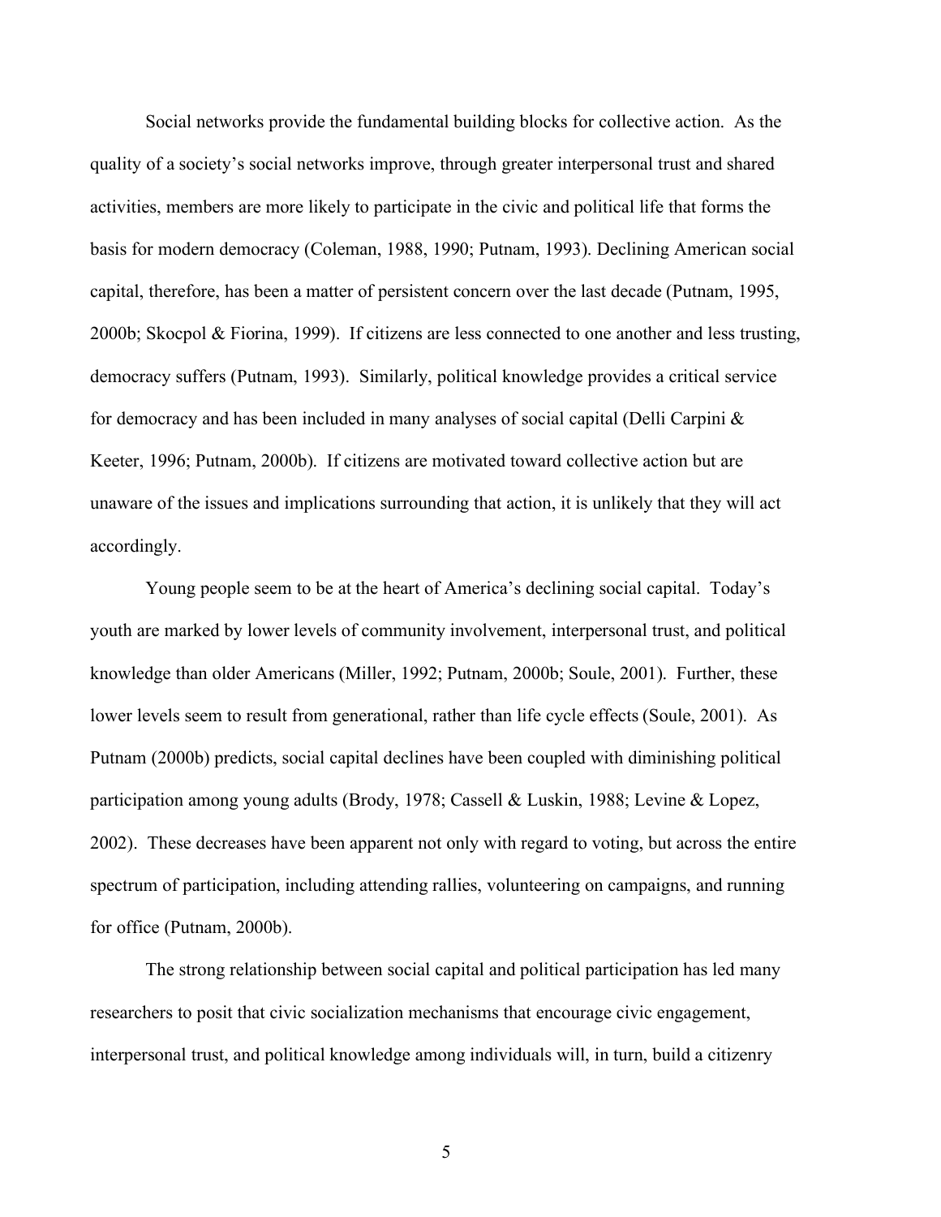Social networks provide the fundamental building blocks for collective action. As the quality of a society's social networks improve, through greater interpersonal trust and shared activities, members are more likely to participate in the civic and political life that forms the basis for modern democracy (Coleman, 1988, 1990; Putnam, 1993). Declining American social capital, therefore, has been a matter of persistent concern over the last decade (Putnam, 1995, 2000b; Skocpol & Fiorina, 1999). If citizens are less connected to one another and less trusting, democracy suffers (Putnam, 1993). Similarly, political knowledge provides a critical service for democracy and has been included in many analyses of social capital (Delli Carpini & Keeter, 1996; Putnam, 2000b). If citizens are motivated toward collective action but are unaware of the issues and implications surrounding that action, it is unlikely that they will act accordingly.

Young people seem to be at the heart of America's declining social capital. Today's youth are marked by lower levels of community involvement, interpersonal trust, and political knowledge than older Americans (Miller, 1992; Putnam, 2000b; Soule, 2001). Further, these lower levels seem to result from generational, rather than life cycle effects (Soule, 2001). As Putnam (2000b) predicts, social capital declines have been coupled with diminishing political participation among young adults (Brody, 1978; Cassell & Luskin, 1988; Levine & Lopez, 2002). These decreases have been apparent not only with regard to voting, but across the entire spectrum of participation, including attending rallies, volunteering on campaigns, and running for office (Putnam, 2000b).

The strong relationship between social capital and political participation has led many researchers to posit that civic socialization mechanisms that encourage civic engagement, interpersonal trust, and political knowledge among individuals will, in turn, build a citizenry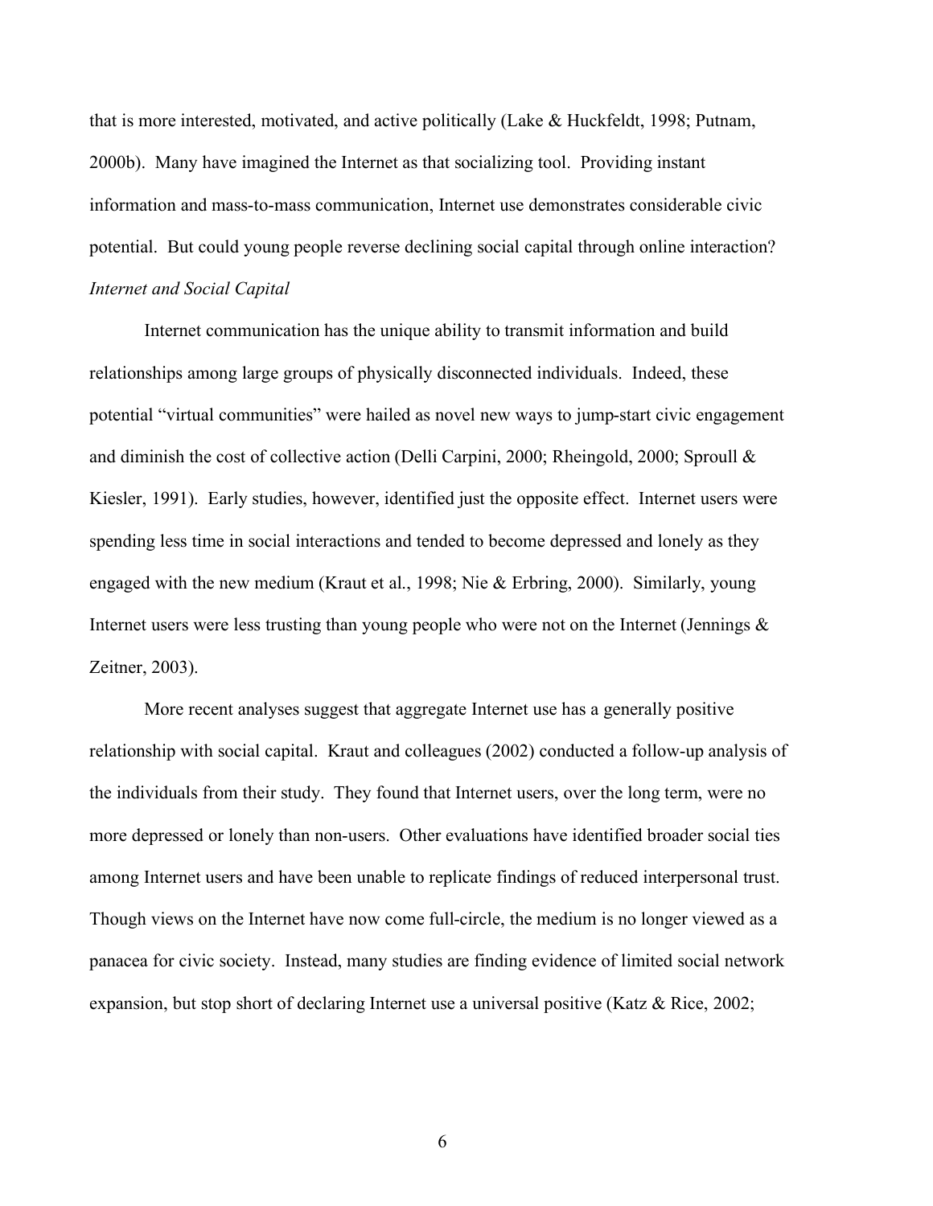that is more interested, motivated, and active politically (Lake & Huckfeldt, 1998; Putnam, 2000b). Many have imagined the Internet as that socializing tool. Providing instant information and mass-to-mass communication, Internet use demonstrates considerable civic potential. But could young people reverse declining social capital through online interaction?

### *Internet and Social Capital*

Internet communication has the unique ability to transmit information and build relationships among large groups of physically disconnected individuals. Indeed, these potential "virtual communities" were hailed as novel new ways to jump-start civic engagement and diminish the cost of collective action (Delli Carpini, 2000; Rheingold, 2000; Sproull & Kiesler, 1991). Early studies, however, identified just the opposite effect. Internet users were spending less time in social interactions and tended to become depressed and lonely as they engaged with the new medium (Kraut et al., 1998; Nie & Erbring, 2000). Similarly, young Internet users were less trusting than young people who were not on the Internet (Jennings & Zeitner, 2003).

More recent analyses suggest that aggregate Internet use has a generally positive relationship with social capital. Kraut and colleagues (2002) conducted a follow-up analysis of the individuals from their study. They found that Internet users, over the long term, were no more depressed or lonely than non-users. Other evaluations have identified broader social ties among Internet users and have been unable to replicate findings of reduced interpersonal trust. Though views on the Internet have now come full-circle, the medium is no longer viewed as a panacea for civic society. Instead, many studies are finding evidence of limited social network expansion, but stop short of declaring Internet use a universal positive (Katz & Rice, 2002;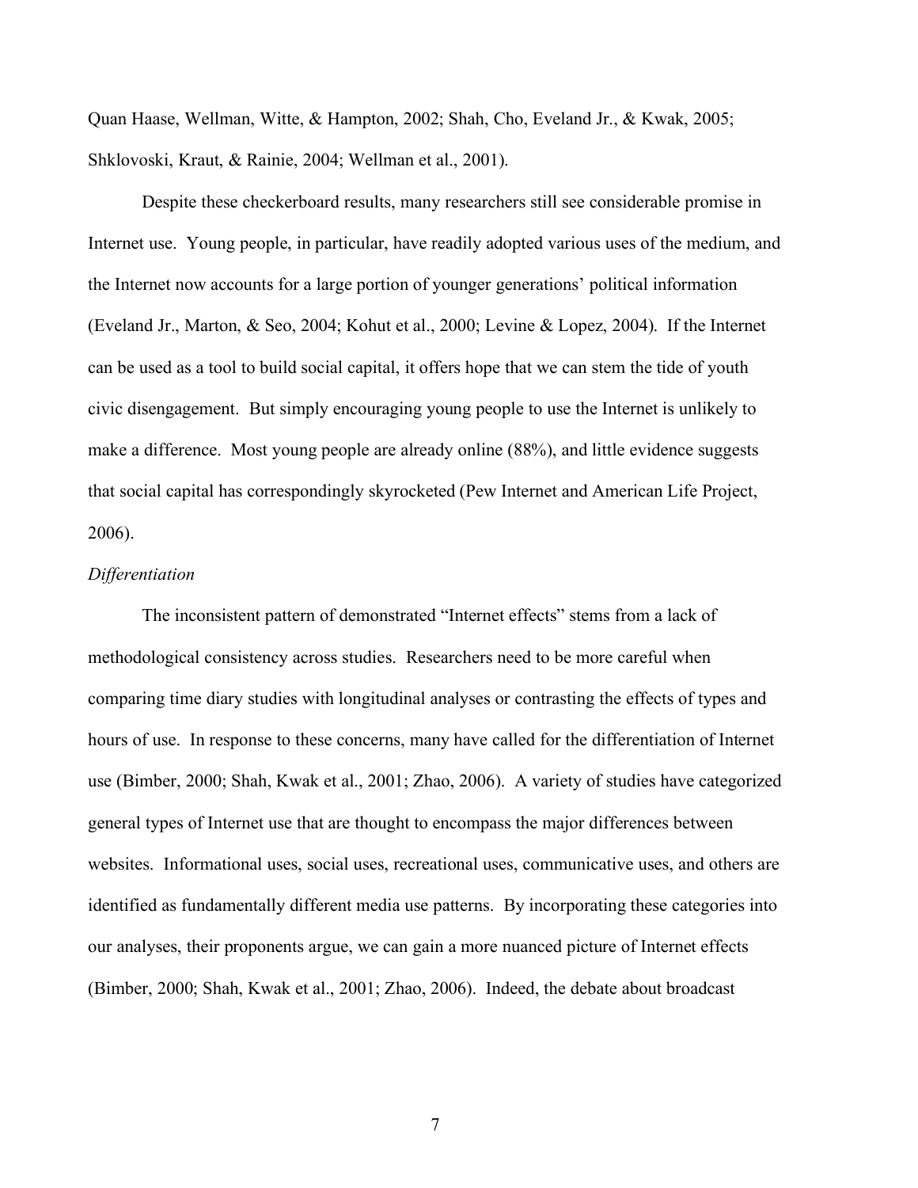Quan Haase, Wellman, Witte, & Hampton, 2002; Shah, Cho, Eveland Jr., & Kwak, 2005; Shklovoski, Kraut, & Rainie, 2004; Wellman et al., 2001).

Despite these checkerboard results, many researchers still see considerable promise in Internet use. Young people, in particular, have readily adopted various uses of the medium, and the Internet now accounts for a large portion of younger generations' political information (Eveland Jr., Marton, & Seo, 2004; Kohut et al., 2000; Levine & Lopez, 2004). If the Internet can be used as a tool to build social capital, it offers hope that we can stem the tide of youth civic disengagement. But simply encouraging young people to use the Internet is unlikely to make a difference. Most young people are already online (88%), and little evidence suggests that social capital has correspondingly skyrocketed (Pew Internet and American Life Project, 2006).

### *Differentiation*

The inconsistent pattern of demonstrated "Internet effects" stems from a lack of methodological consistency across studies. Researchers need to be more careful when comparing time diary studies with longitudinal analyses or contrasting the effects of types and hours of use. In response to these concerns, many have called for the differentiation of Internet use (Bimber, 2000; Shah, Kwak et al., 2001; Zhao, 2006). A variety of studies have categorized general types of Internet use that are thought to encompass the major differences between websites. Informational uses, social uses, recreational uses, communicative uses, and others are identified as fundamentally different media use patterns. By incorporating these categories into our analyses, their proponents argue, we can gain a more nuanced picture of Internet effects (Bimber, 2000; Shah, Kwak et al., 2001; Zhao, 2006). Indeed, the debate about broadcast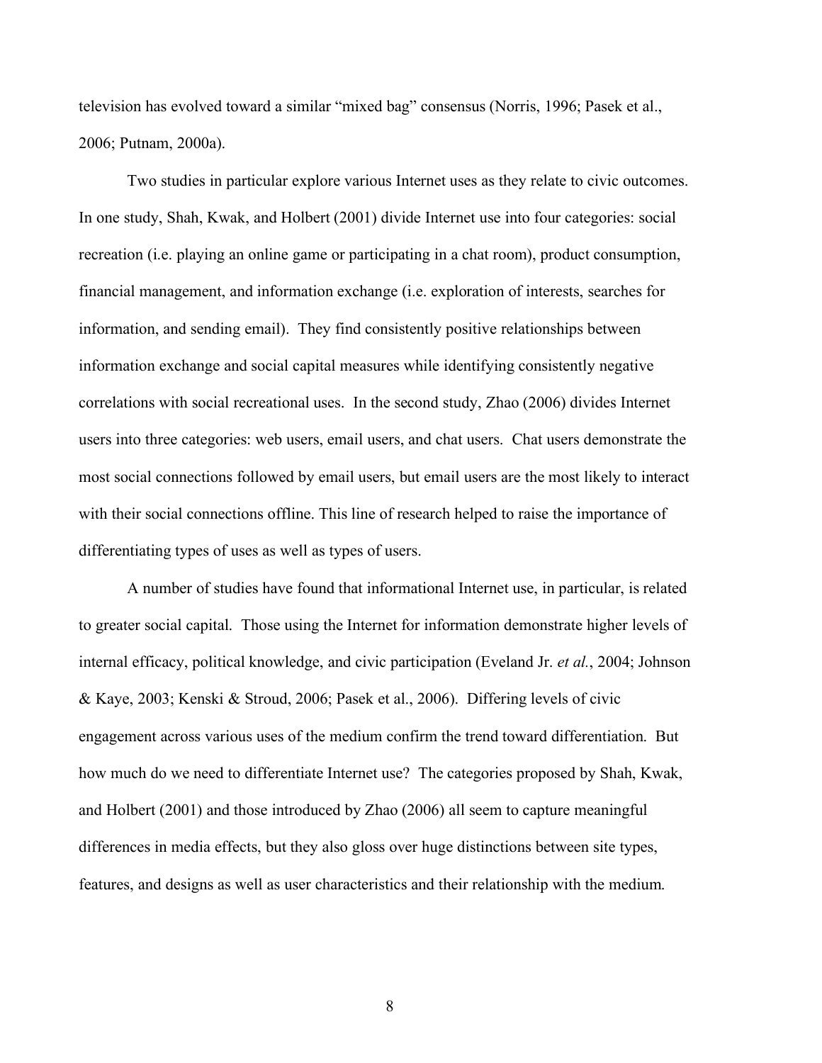television has evolved toward a similar "mixed bag" consensus (Norris, 1996; Pasek et al., 2006; Putnam, 2000a).

Two studies in particular explore various Internet uses as they relate to civic outcomes. In one study, Shah, Kwak, and Holbert (2001) divide Internet use into four categories: social recreation (i.e. playing an online game or participating in a chat room), product consumption, financial management, and information exchange (i.e. exploration of interests, searches for information, and sending email). They find consistently positive relationships between information exchange and social capital measures while identifying consistently negative correlations with social recreational uses. In the second study, Zhao (2006) divides Internet users into three categories: web users, email users, and chat users. Chat users demonstrate the most social connections followed by email users, but email users are the most likely to interact with their social connections offline. This line of research helped to raise the importance of differentiating types of uses as well as types of users.

A number of studies have found that informational Internet use, in particular, is related to greater social capital. Those using the Internet for information demonstrate higher levels of internal efficacy, political knowledge, and civic participation (Eveland Jr. *et al.*, 2004; Johnson & Kaye, 2003; Kenski & Stroud, 2006; Pasek et al., 2006). Differing levels of civic engagement across various uses of the medium confirm the trend toward differentiation. But how much do we need to differentiate Internet use? The categories proposed by Shah, Kwak, and Holbert (2001) and those introduced by Zhao (2006) all seem to capture meaningful differences in media effects, but they also gloss over huge distinctions between site types, features, and designs as well as user characteristics and their relationship with the medium.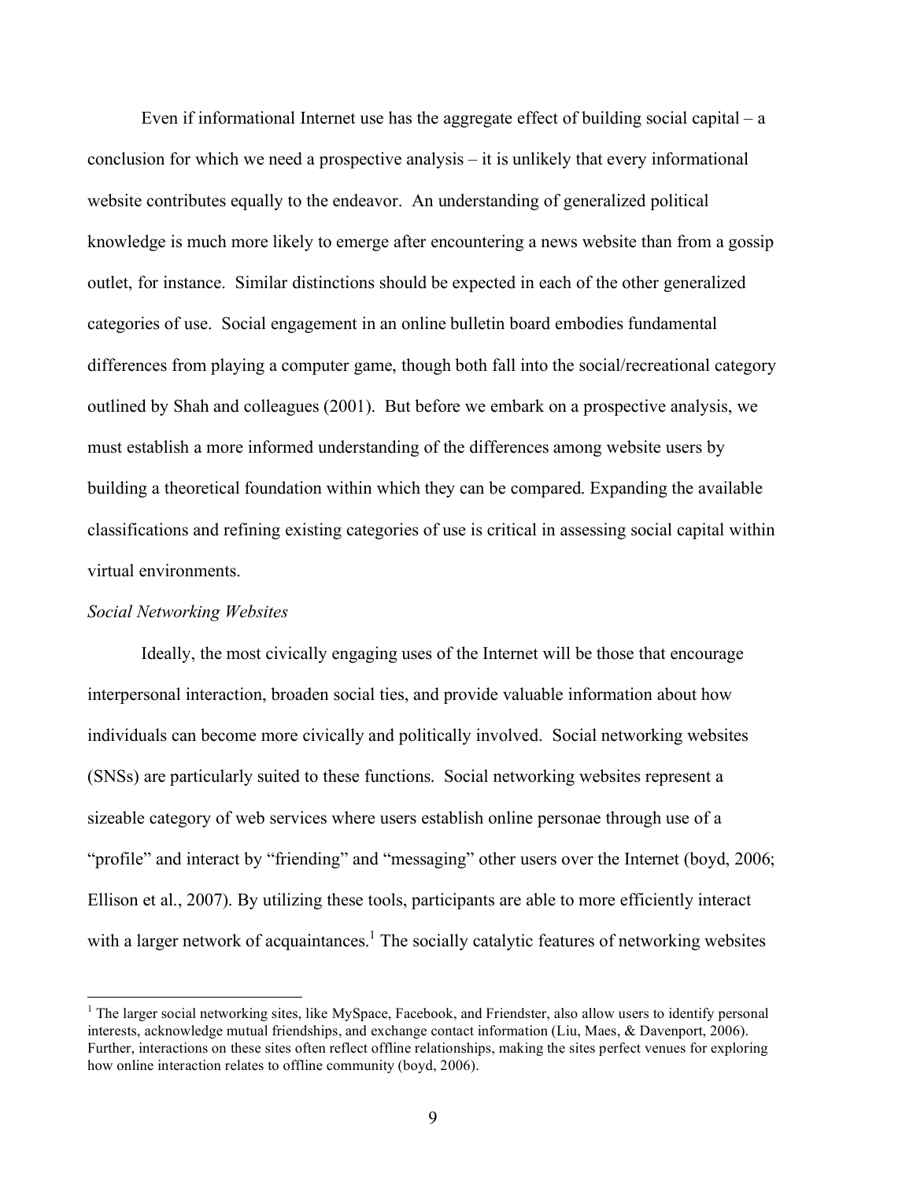Even if informational Internet use has the aggregate effect of building social capital – a conclusion for which we need a prospective analysis – it is unlikely that every informational website contributes equally to the endeavor. An understanding of generalized political knowledge is much more likely to emerge after encountering a news website than from a gossip outlet, for instance. Similar distinctions should be expected in each of the other generalized categories of use. Social engagement in an online bulletin board embodies fundamental differences from playing a computer game, though both fall into the social/recreational category outlined by Shah and colleagues (2001). But before we embark on a prospective analysis, we must establish a more informed understanding of the differences among website users by building a theoretical foundation within which they can be compared. Expanding the available classifications and refining existing categories of use is critical in assessing social capital within virtual environments.

*Social Networking Websites*

Ideally, the most civically engaging uses of the Internet will be those that encourage interpersonal interaction, broaden social ties, and provide valuable information about how individuals can become more civically and politically involved. Social networking websites (SNSs) are particularly suited to these functions. Social networking websites represent a sizeable category of web services where users establish online personae through use of a "profile" and interact by "friending" and "messaging" other users over the Internet (boyd, 2006; Ellison et al., 2007). By utilizing these tools, participants are able to more efficiently interact with a larger network of acquaintances.[1] The socially catalytic features of networking websites

[1] The larger social networking sites, like MySpace, Facebook, and Friendster, also allow users to identify personal interests, acknowledge mutual friendships, and exchange contact information (Liu, Maes, & Davenport, 2006). Further, interactions on these sites often reflect offline relationships, making the sites perfect venues for exploring how online interaction relates to offline community (boyd, 2006).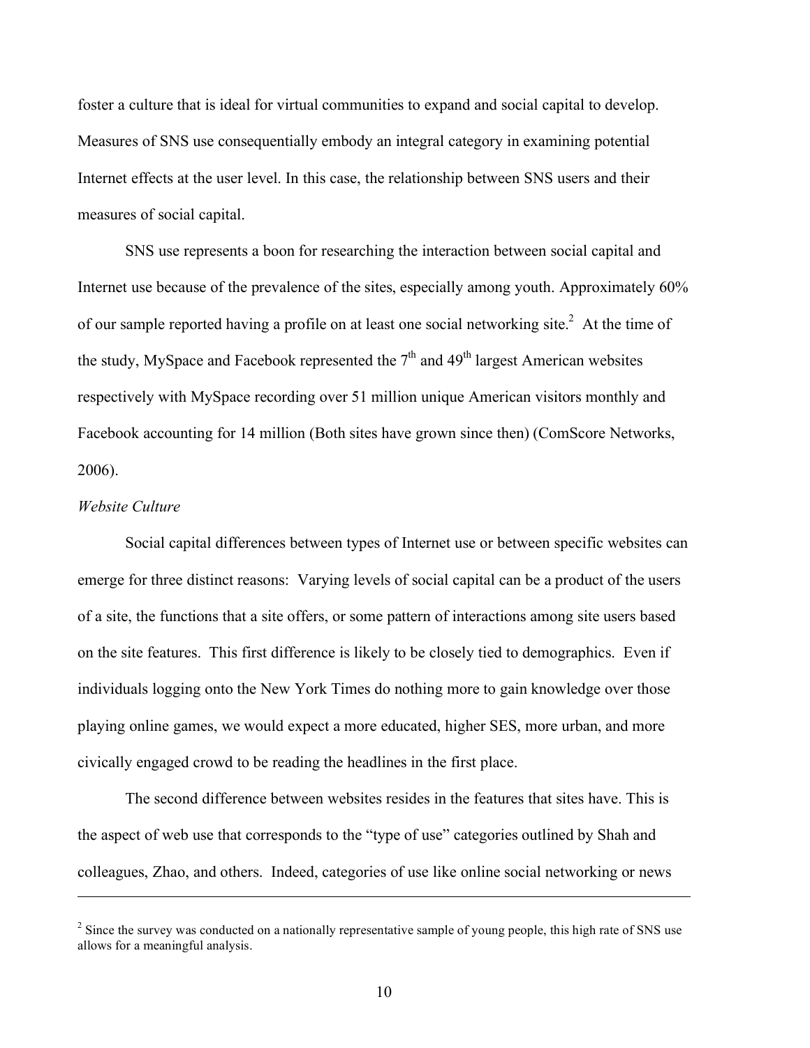foster a culture that is ideal for virtual communities to expand and social capital to develop. Measures of SNS use consequentially embody an integral category in examining potential Internet effects at the user level. In this case, the relationship between SNS users and their measures of social capital.

SNS use represents a boon for researching the interaction between social capital and Internet use because of the prevalence of the sites, especially among youth. Approximately 60% of our sample reported having a profile on at least one social networking site.[2] At the time of the study, MySpace and Facebook represented the 7th and 49th largest American websites respectively with MySpace recording over 51 million unique American visitors monthly and Facebook accounting for 14 million (Both sites have grown since then) (ComScore Networks, 2006).

*Website Culture*

Social capital differences between types of Internet use or between specific websites can emerge for three distinct reasons: Varying levels of social capital can be a product of the users of a site, the functions that a site offers, or some pattern of interactions among site users based on the site features. This first difference is likely to be closely tied to demographics. Even if individuals logging onto the New York Times do nothing more to gain knowledge over those playing online games, we would expect a more educated, higher SES, more urban, and more civically engaged crowd to be reading the headlines in the first place.

The second difference between websites resides in the features that sites have. This is the aspect of web use that corresponds to the "type of use" categories outlined by Shah and colleagues, Zhao, and others. Indeed, categories of use like online social networking or news

---

[2] Since the survey was conducted on a nationally representative sample of young people, this high rate of SNS use allows for a meaningful analysis.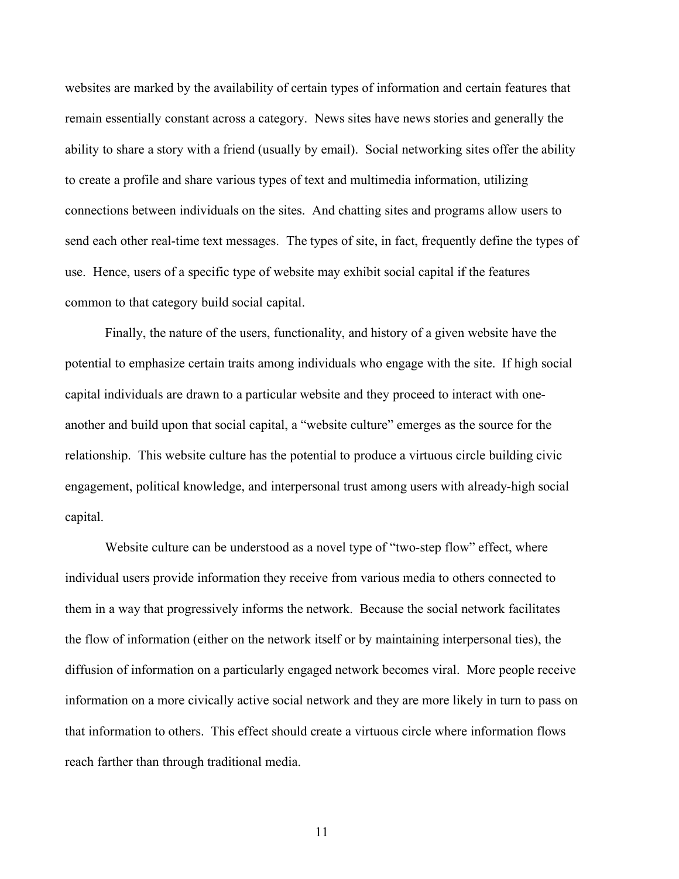websites are marked by the availability of certain types of information and certain features that remain essentially constant across a category. News sites have news stories and generally the ability to share a story with a friend (usually by email). Social networking sites offer the ability to create a profile and share various types of text and multimedia information, utilizing connections between individuals on the sites. And chatting sites and programs allow users to send each other real-time text messages. The types of site, in fact, frequently define the types of use. Hence, users of a specific type of website may exhibit social capital if the features common to that category build social capital.

Finally, the nature of the users, functionality, and history of a given website have the potential to emphasize certain traits among individuals who engage with the site. If high social capital individuals are drawn to a particular website and they proceed to interact with one-another and build upon that social capital, a "website culture" emerges as the source for the relationship. This website culture has the potential to produce a virtuous circle building civic engagement, political knowledge, and interpersonal trust among users with already-high social capital.

Website culture can be understood as a novel type of "two-step flow" effect, where individual users provide information they receive from various media to others connected to them in a way that progressively informs the network. Because the social network facilitates the flow of information (either on the network itself or by maintaining interpersonal ties), the diffusion of information on a particularly engaged network becomes viral. More people receive information on a more civically active social network and they are more likely in turn to pass on that information to others. This effect should create a virtuous circle where information flows reach farther than through traditional media.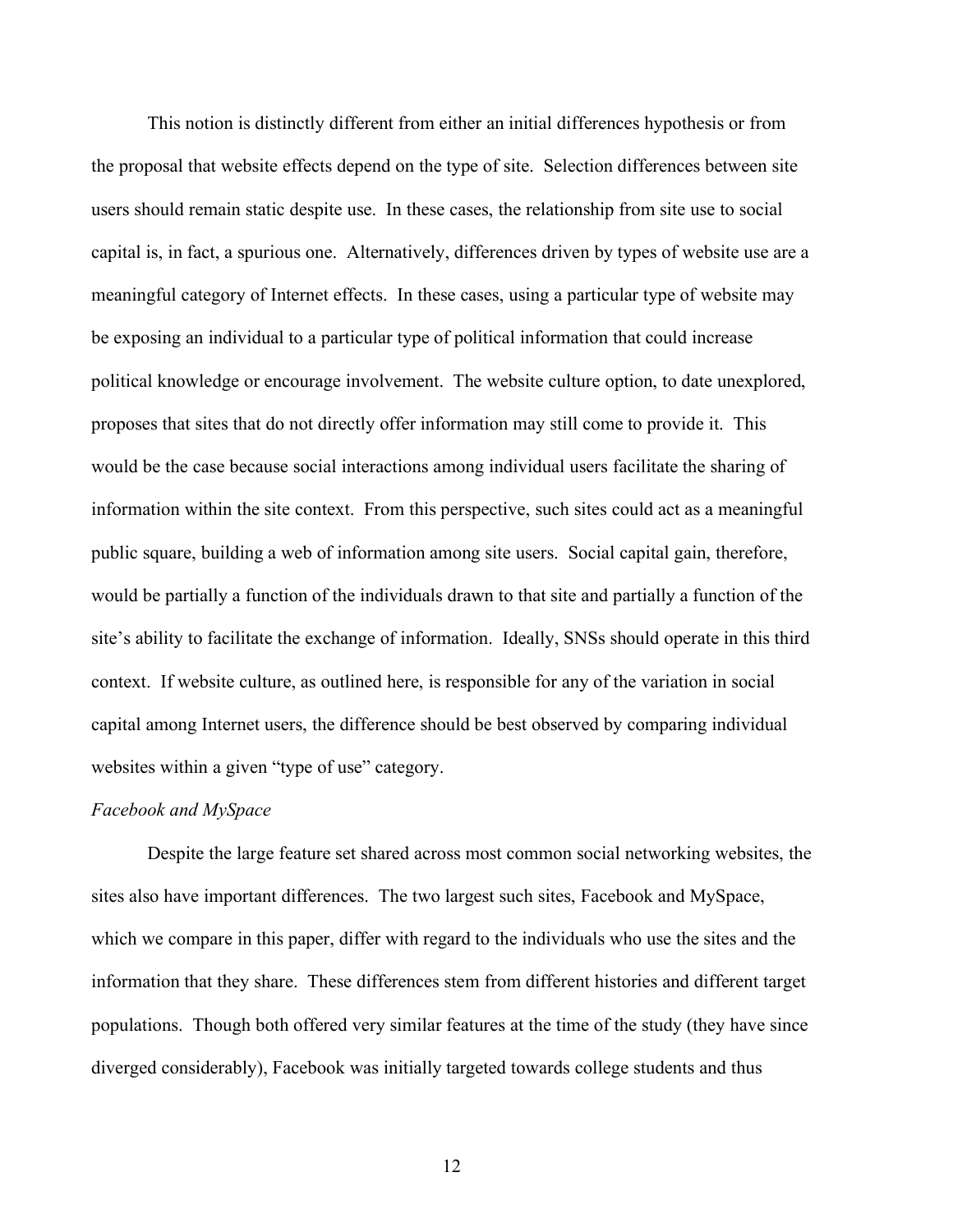This notion is distinctly different from either an initial differences hypothesis or from the proposal that website effects depend on the type of site. Selection differences between site users should remain static despite use. In these cases, the relationship from site use to social capital is, in fact, a spurious one. Alternatively, differences driven by types of website use are a meaningful category of Internet effects. In these cases, using a particular type of website may be exposing an individual to a particular type of political information that could increase political knowledge or encourage involvement. The website culture option, to date unexplored, proposes that sites that do not directly offer information may still come to provide it. This would be the case because social interactions among individual users facilitate the sharing of information within the site context. From this perspective, such sites could act as a meaningful public square, building a web of information among site users. Social capital gain, therefore, would be partially a function of the individuals drawn to that site and partially a function of the site's ability to facilitate the exchange of information. Ideally, SNSs should operate in this third context. If website culture, as outlined here, is responsible for any of the variation in social capital among Internet users, the difference should be best observed by comparing individual websites within a given "type of use" category.

*Facebook and MySpace*

Despite the large feature set shared across most common social networking websites, the sites also have important differences. The two largest such sites, Facebook and MySpace, which we compare in this paper, differ with regard to the individuals who use the sites and the information that they share. These differences stem from different histories and different target populations. Though both offered very similar features at the time of the study (they have since diverged considerably), Facebook was initially targeted towards college students and thus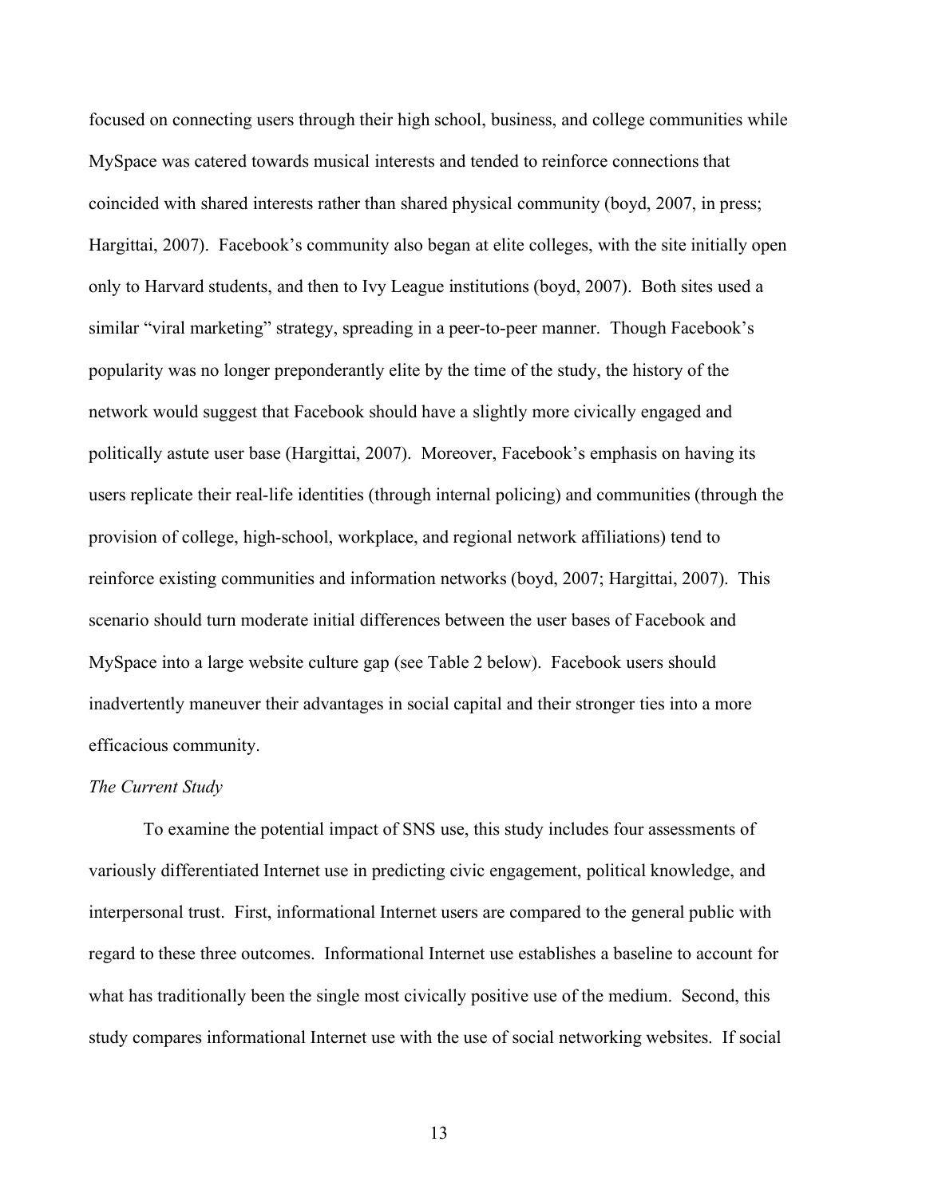focused on connecting users through their high school, business, and college communities while MySpace was catered towards musical interests and tended to reinforce connections that coincided with shared interests rather than shared physical community (boyd, 2007, in press; Hargittai, 2007). Facebook's community also began at elite colleges, with the site initially open only to Harvard students, and then to Ivy League institutions (boyd, 2007). Both sites used a similar "viral marketing" strategy, spreading in a peer-to-peer manner. Though Facebook's popularity was no longer preponderantly elite by the time of the study, the history of the network would suggest that Facebook should have a slightly more civically engaged and politically astute user base (Hargittai, 2007). Moreover, Facebook's emphasis on having its users replicate their real-life identities (through internal policing) and communities (through the provision of college, high-school, workplace, and regional network affiliations) tend to reinforce existing communities and information networks (boyd, 2007; Hargittai, 2007). This scenario should turn moderate initial differences between the user bases of Facebook and MySpace into a large website culture gap (see Table 2 below). Facebook users should inadvertently maneuver their advantages in social capital and their stronger ties into a more efficacious community.

### *The Current Study*

To examine the potential impact of SNS use, this study includes four assessments of variously differentiated Internet use in predicting civic engagement, political knowledge, and interpersonal trust. First, informational Internet users are compared to the general public with regard to these three outcomes. Informational Internet use establishes a baseline to account for what has traditionally been the single most civically positive use of the medium. Second, this study compares informational Internet use with the use of social networking websites. If social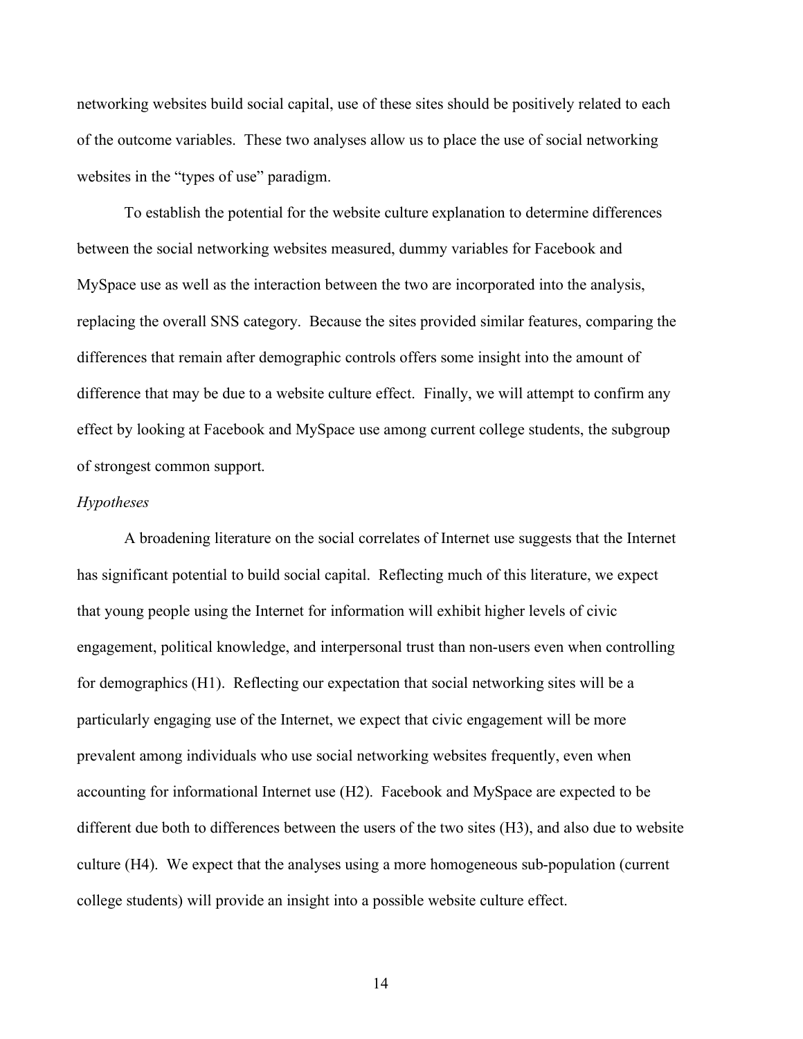networking websites build social capital, use of these sites should be positively related to each of the outcome variables. These two analyses allow us to place the use of social networking websites in the "types of use" paradigm.

To establish the potential for the website culture explanation to determine differences between the social networking websites measured, dummy variables for Facebook and MySpace use as well as the interaction between the two are incorporated into the analysis, replacing the overall SNS category. Because the sites provided similar features, comparing the differences that remain after demographic controls offers some insight into the amount of difference that may be due to a website culture effect. Finally, we will attempt to confirm any effect by looking at Facebook and MySpace use among current college students, the subgroup of strongest common support.

*Hypotheses*

A broadening literature on the social correlates of Internet use suggests that the Internet has significant potential to build social capital. Reflecting much of this literature, we expect that young people using the Internet for information will exhibit higher levels of civic engagement, political knowledge, and interpersonal trust than non-users even when controlling for demographics (H1). Reflecting our expectation that social networking sites will be a particularly engaging use of the Internet, we expect that civic engagement will be more prevalent among individuals who use social networking websites frequently, even when accounting for informational Internet use (H2). Facebook and MySpace are expected to be different due both to differences between the users of the two sites (H3), and also due to website culture (H4). We expect that the analyses using a more homogeneous sub-population (current college students) will provide an insight into a possible website culture effect.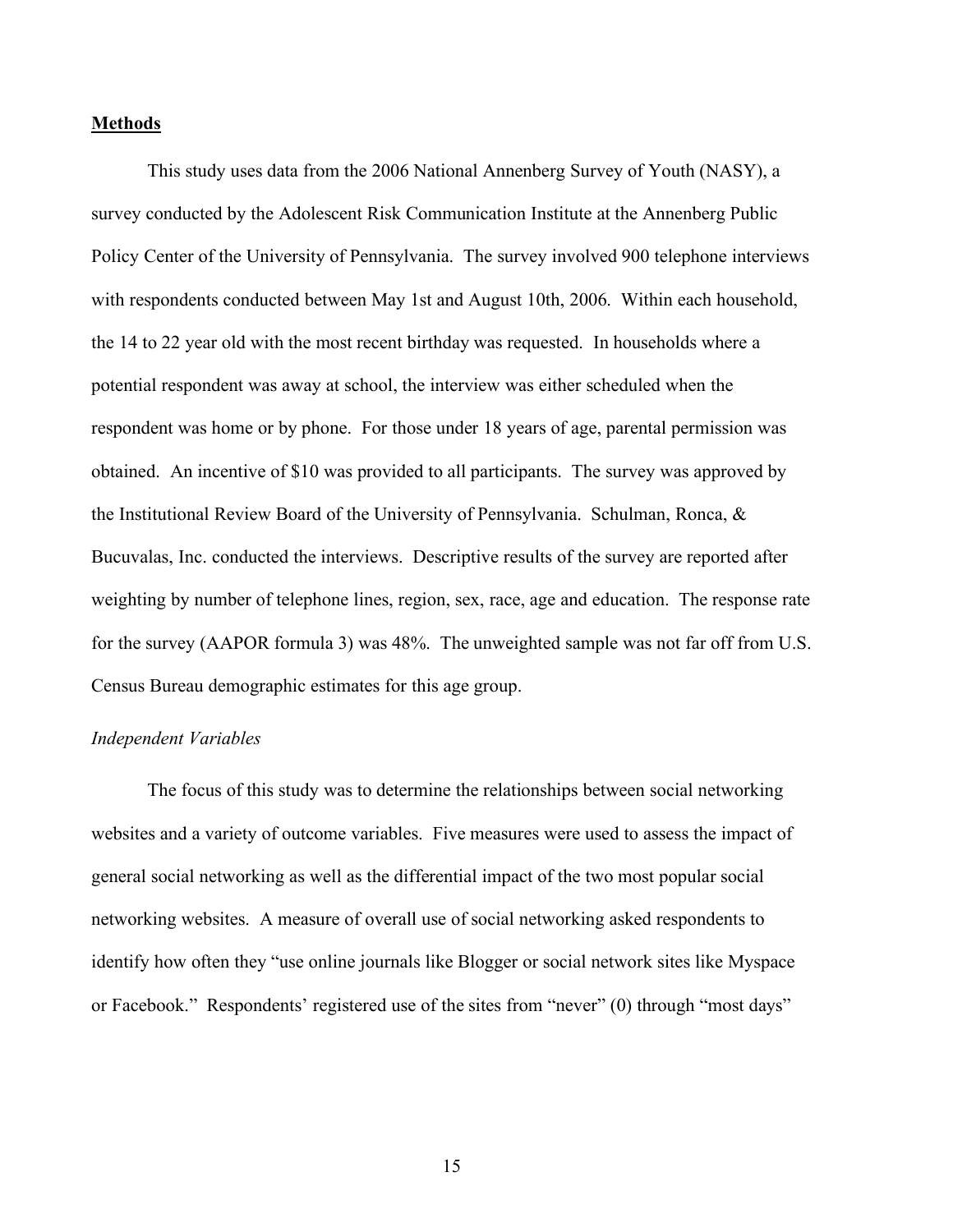## **Methods**

This study uses data from the 2006 National Annenberg Survey of Youth (NASY), a survey conducted by the Adolescent Risk Communication Institute at the Annenberg Public Policy Center of the University of Pennsylvania. The survey involved 900 telephone interviews with respondents conducted between May 1st and August 10th, 2006. Within each household, the 14 to 22 year old with the most recent birthday was requested. In households where a potential respondent was away at school, the interview was either scheduled when the respondent was home or by phone. For those under 18 years of age, parental permission was obtained. An incentive of $10 was provided to all participants. The survey was approved by the Institutional Review Board of the University of Pennsylvania. Schulman, Ronca, & Bucuvalas, Inc. conducted the interviews. Descriptive results of the survey are reported after weighting by number of telephone lines, region, sex, race, age and education. The response rate for the survey (AAPOR formula 3) was 48%. The unweighted sample was not far off from U.S. Census Bureau demographic estimates for this age group.

### *Independent Variables*

The focus of this study was to determine the relationships between social networking websites and a variety of outcome variables. Five measures were used to assess the impact of general social networking as well as the differential impact of the two most popular social networking websites. A measure of overall use of social networking asked respondents to identify how often they "use online journals like Blogger or social network sites like Myspace or Facebook." Respondents' registered use of the sites from "never" (0) through "most days"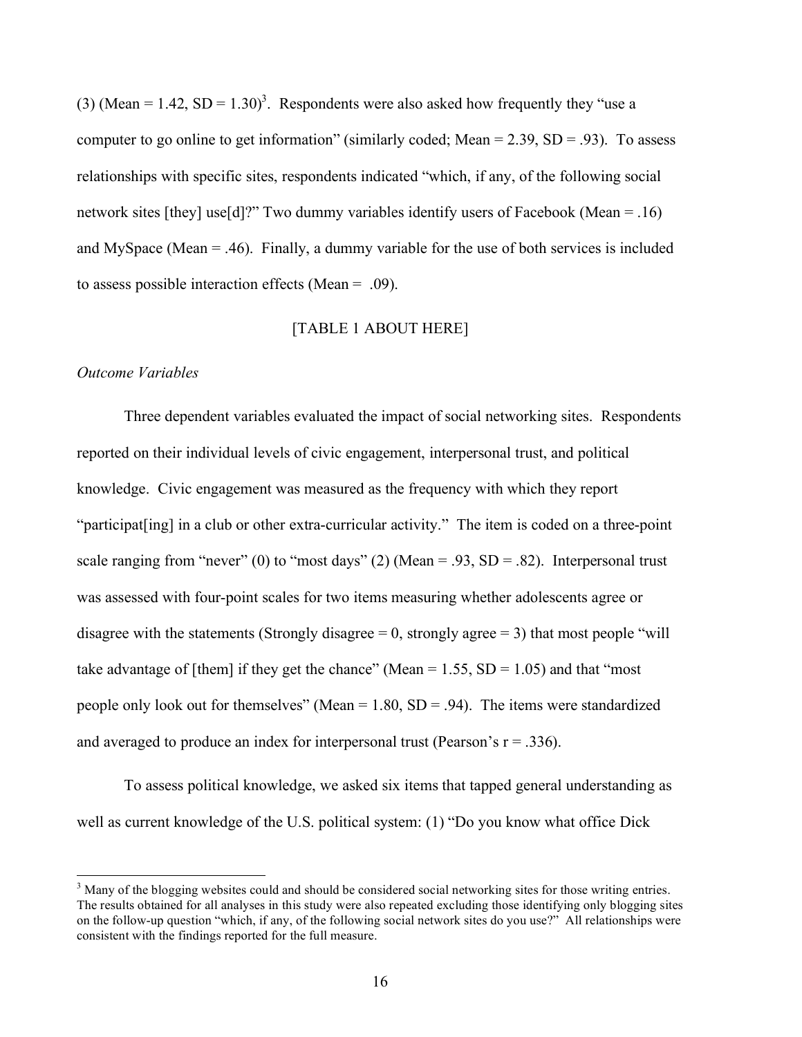(3) (Mean = 1.42, SD = 1.30)[3]. Respondents were also asked how frequently they "use a computer to go online to get information" (similarly coded; Mean = 2.39, SD = .93). To assess relationships with specific sites, respondents indicated "which, if any, of the following social network sites [they] use[d]?" Two dummy variables identify users of Facebook (Mean = .16) and MySpace (Mean = .46). Finally, a dummy variable for the use of both services is included to assess possible interaction effects (Mean = .09).

[TABLE 1 ABOUT HERE]

*Outcome Variables*

Three dependent variables evaluated the impact of social networking sites. Respondents reported on their individual levels of civic engagement, interpersonal trust, and political knowledge. Civic engagement was measured as the frequency with which they report "participat[ing] in a club or other extra-curricular activity." The item is coded on a three-point scale ranging from "never" (0) to "most days" (2) (Mean = .93, SD = .82). Interpersonal trust was assessed with four-point scales for two items measuring whether adolescents agree or disagree with the statements (Strongly disagree = 0, strongly agree = 3) that most people "will take advantage of [them] if they get the chance" (Mean = 1.55, SD = 1.05) and that "most people only look out for themselves" (Mean = 1.80, SD = .94). The items were standardized and averaged to produce an index for interpersonal trust (Pearson's r = .336).

To assess political knowledge, we asked six items that tapped general understanding as well as current knowledge of the U.S. political system: (1) "Do you know what office Dick

[3] Many of the blogging websites could and should be considered social networking sites for those writing entries. The results obtained for all analyses in this study were also repeated excluding those identifying only blogging sites on the follow-up question "which, if any, of the following social network sites do you use?" All relationships were consistent with the findings reported for the full measure.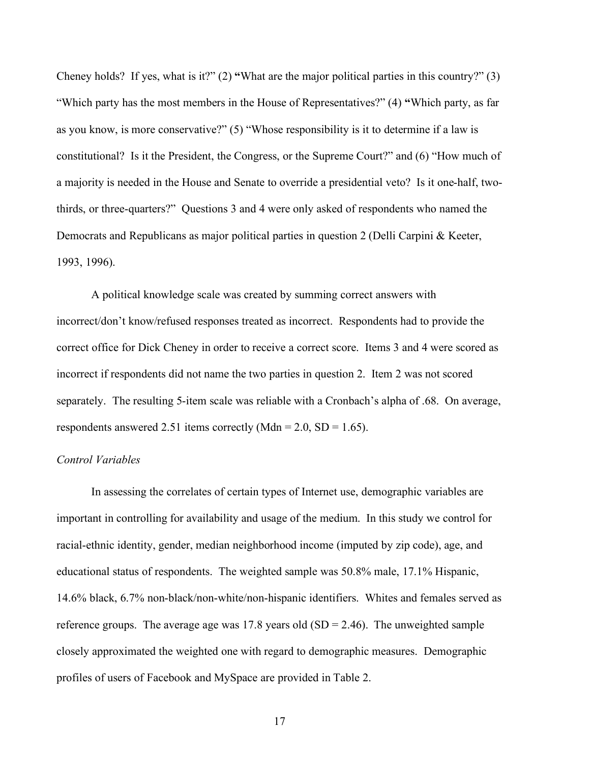Cheney holds? If yes, what is it?" (2) **"**What are the major political parties in this country?" (3) "Which party has the most members in the House of Representatives?" (4) **"**Which party, as far as you know, is more conservative?" (5) "Whose responsibility is it to determine if a law is constitutional? Is it the President, the Congress, or the Supreme Court?" and (6) "How much of a majority is needed in the House and Senate to override a presidential veto? Is it one-half, two-thirds, or three-quarters?" Questions 3 and 4 were only asked of respondents who named the Democrats and Republicans as major political parties in question 2 (Delli Carpini & Keeter, 1993, 1996).

A political knowledge scale was created by summing correct answers with incorrect/don't know/refused responses treated as incorrect. Respondents had to provide the correct office for Dick Cheney in order to receive a correct score. Items 3 and 4 were scored as incorrect if respondents did not name the two parties in question 2. Item 2 was not scored separately. The resulting 5-item scale was reliable with a Cronbach's alpha of .68. On average, respondents answered 2.51 items correctly (Mdn = 2.0, SD = 1.65).

*Control Variables*

In assessing the correlates of certain types of Internet use, demographic variables are important in controlling for availability and usage of the medium. In this study we control for racial-ethnic identity, gender, median neighborhood income (imputed by zip code), age, and educational status of respondents. The weighted sample was 50.8% male, 17.1% Hispanic, 14.6% black, 6.7% non-black/non-white/non-hispanic identifiers. Whites and females served as reference groups. The average age was 17.8 years old (SD = 2.46). The unweighted sample closely approximated the weighted one with regard to demographic measures. Demographic profiles of users of Facebook and MySpace are provided in Table 2.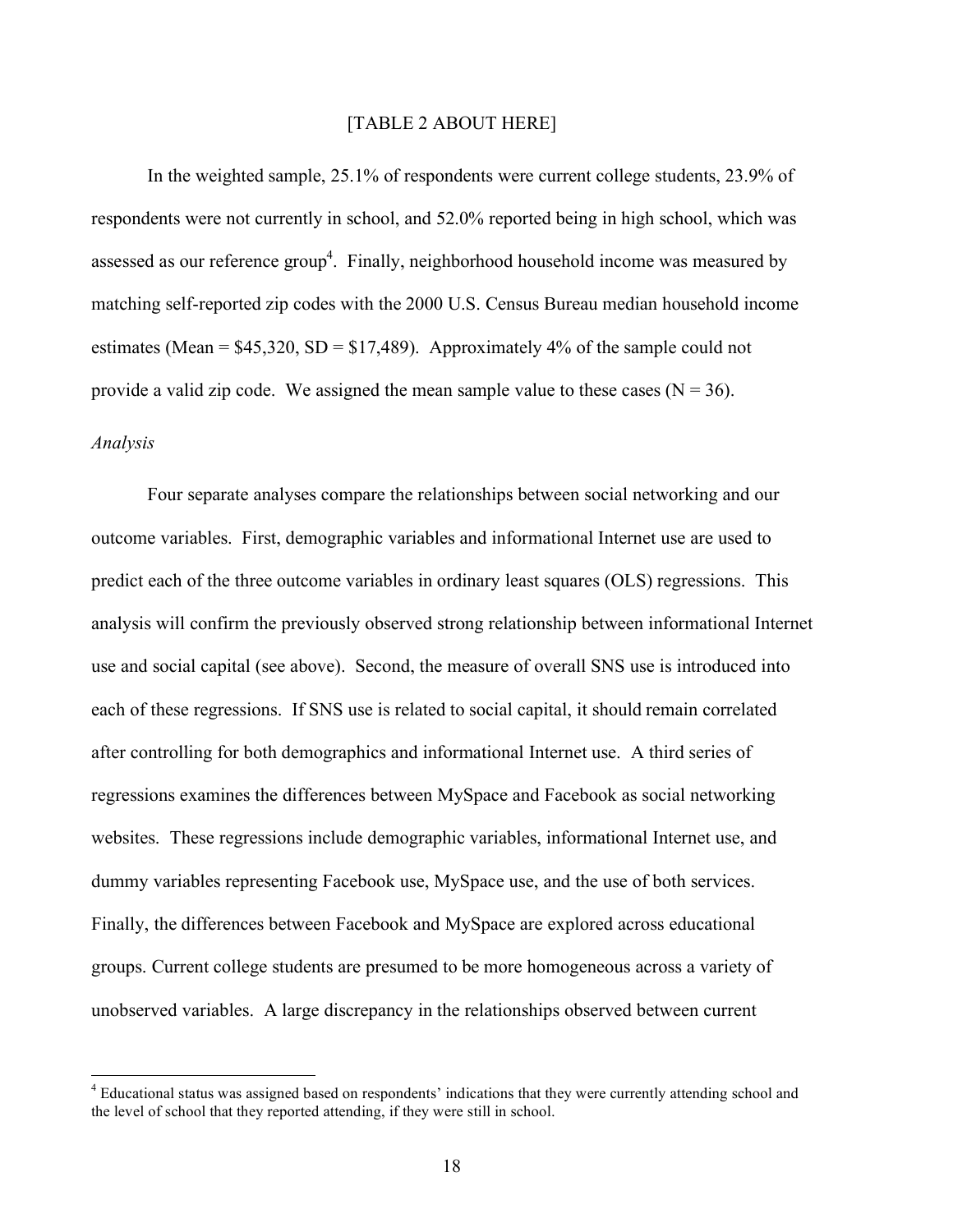[TABLE 2 ABOUT HERE]

In the weighted sample, 25.1% of respondents were current college students, 23.9% of respondents were not currently in school, and 52.0% reported being in high school, which was assessed as our reference group[4]. Finally, neighborhood household income was measured by matching self-reported zip codes with the 2000 U.S. Census Bureau median household income estimates (Mean = $45,320, SD = $17,489). Approximately 4% of the sample could not provide a valid zip code. We assigned the mean sample value to these cases (N = 36).

*Analysis*

Four separate analyses compare the relationships between social networking and our outcome variables. First, demographic variables and informational Internet use are used to predict each of the three outcome variables in ordinary least squares (OLS) regressions. This analysis will confirm the previously observed strong relationship between informational Internet use and social capital (see above). Second, the measure of overall SNS use is introduced into each of these regressions. If SNS use is related to social capital, it should remain correlated after controlling for both demographics and informational Internet use. A third series of regressions examines the differences between MySpace and Facebook as social networking websites. These regressions include demographic variables, informational Internet use, and dummy variables representing Facebook use, MySpace use, and the use of both services. Finally, the differences between Facebook and MySpace are explored across educational groups. Current college students are presumed to be more homogeneous across a variety of unobserved variables. A large discrepancy in the relationships observed between current

[4] Educational status was assigned based on respondents' indications that they were currently attending school and the level of school that they reported attending, if they were still in school.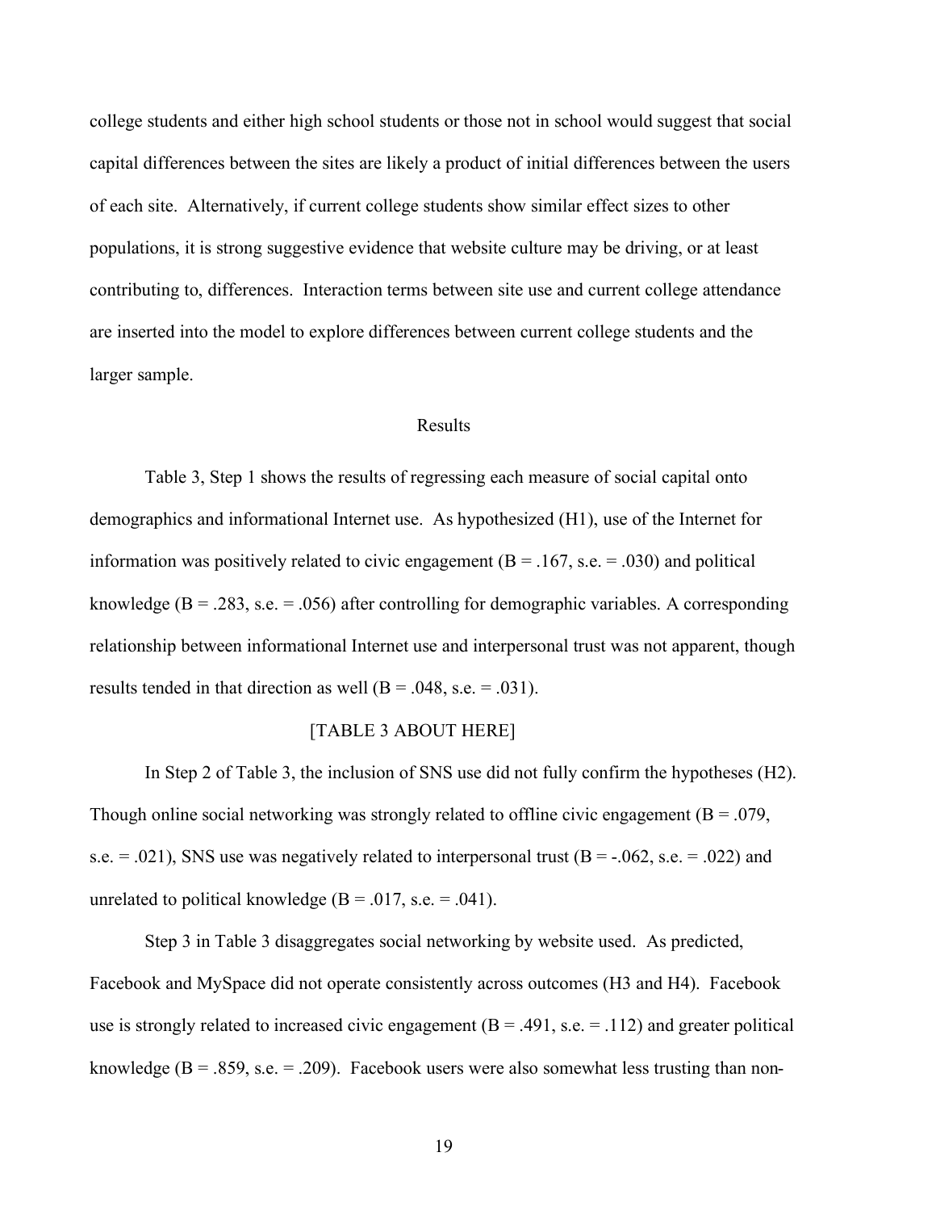college students and either high school students or those not in school would suggest that social capital differences between the sites are likely a product of initial differences between the users of each site. Alternatively, if current college students show similar effect sizes to other populations, it is strong suggestive evidence that website culture may be driving, or at least contributing to, differences. Interaction terms between site use and current college attendance are inserted into the model to explore differences between current college students and the larger sample.

## Results

Table 3, Step 1 shows the results of regressing each measure of social capital onto demographics and informational Internet use. As hypothesized (H1), use of the Internet for information was positively related to civic engagement (B = .167, s.e. = .030) and political knowledge (B = .283, s.e. = .056) after controlling for demographic variables. A corresponding relationship between informational Internet use and interpersonal trust was not apparent, though results tended in that direction as well (B = .048, s.e. = .031).

[TABLE 3 ABOUT HERE]

In Step 2 of Table 3, the inclusion of SNS use did not fully confirm the hypotheses (H2). Though online social networking was strongly related to offline civic engagement (B = .079, s.e. = .021), SNS use was negatively related to interpersonal trust (B = -.062, s.e. = .022) and unrelated to political knowledge (B = .017, s.e. = .041).

Step 3 in Table 3 disaggregates social networking by website used. As predicted, Facebook and MySpace did not operate consistently across outcomes (H3 and H4). Facebook use is strongly related to increased civic engagement (B = .491, s.e. = .112) and greater political knowledge (B = .859, s.e. = .209). Facebook users were also somewhat less trusting than non-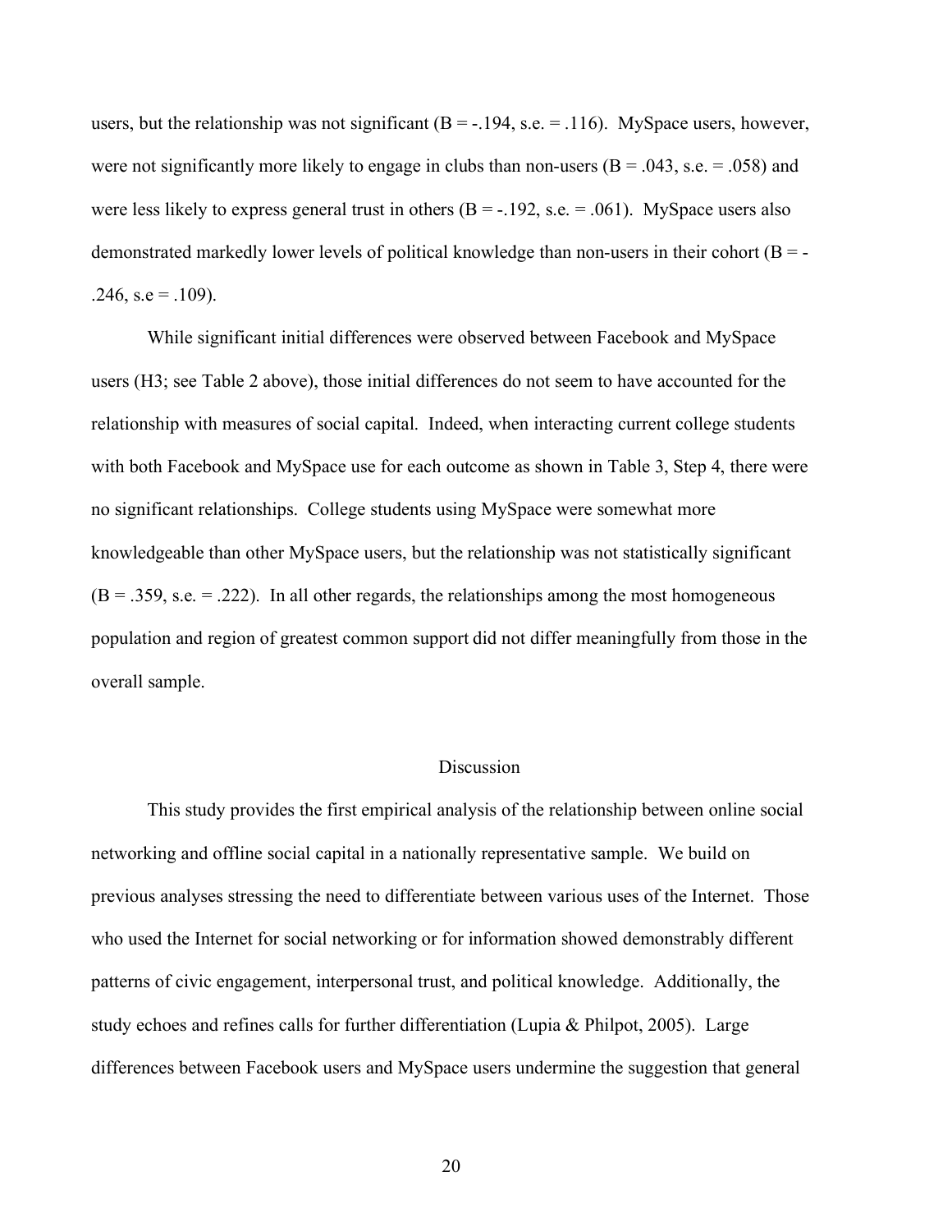users, but the relationship was not significant (B = -.194, s.e. = .116). MySpace users, however, were not significantly more likely to engage in clubs than non-users (B = .043, s.e. = .058) and were less likely to express general trust in others (B = -.192, s.e. = .061). MySpace users also demonstrated markedly lower levels of political knowledge than non-users in their cohort (B = -.246, s.e = .109).

While significant initial differences were observed between Facebook and MySpace users (H3; see Table 2 above), those initial differences do not seem to have accounted for the relationship with measures of social capital. Indeed, when interacting current college students with both Facebook and MySpace use for each outcome as shown in Table 3, Step 4, there were no significant relationships. College students using MySpace were somewhat more knowledgeable than other MySpace users, but the relationship was not statistically significant (B = .359, s.e. = .222). In all other regards, the relationships among the most homogeneous population and region of greatest common support did not differ meaningfully from those in the overall sample.

## Discussion

This study provides the first empirical analysis of the relationship between online social networking and offline social capital in a nationally representative sample. We build on previous analyses stressing the need to differentiate between various uses of the Internet. Those who used the Internet for social networking or for information showed demonstrably different patterns of civic engagement, interpersonal trust, and political knowledge. Additionally, the study echoes and refines calls for further differentiation (Lupia & Philpot, 2005). Large differences between Facebook users and MySpace users undermine the suggestion that general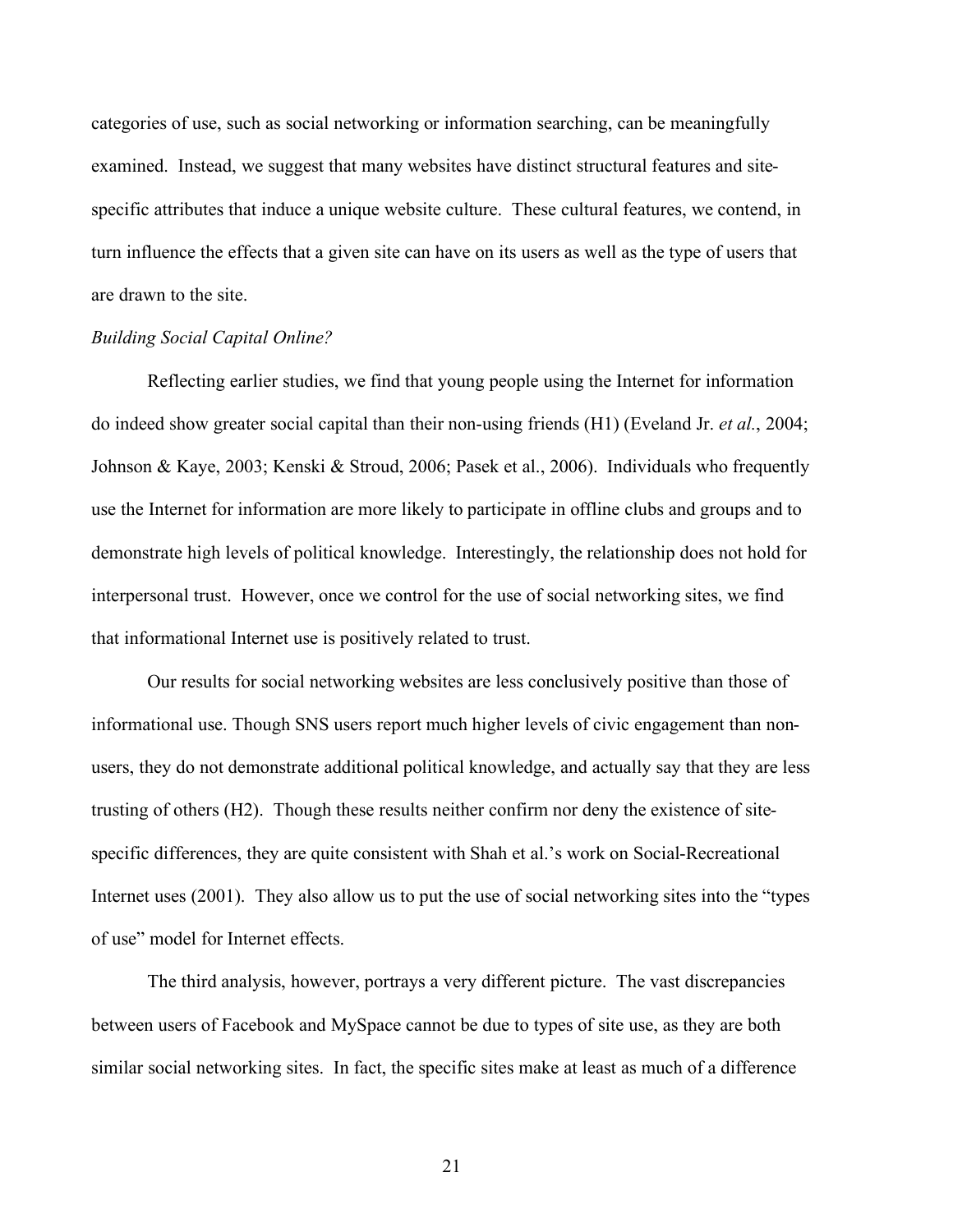categories of use, such as social networking or information searching, can be meaningfully examined. Instead, we suggest that many websites have distinct structural features and site-specific attributes that induce a unique website culture. These cultural features, we contend, in turn influence the effects that a given site can have on its users as well as the type of users that are drawn to the site.

### *Building Social Capital Online?*

Reflecting earlier studies, we find that young people using the Internet for information do indeed show greater social capital than their non-using friends (H1) (Eveland Jr. *et al.*, 2004; Johnson & Kaye, 2003; Kenski & Stroud, 2006; Pasek et al., 2006). Individuals who frequently use the Internet for information are more likely to participate in offline clubs and groups and to demonstrate high levels of political knowledge. Interestingly, the relationship does not hold for interpersonal trust. However, once we control for the use of social networking sites, we find that informational Internet use is positively related to trust.

Our results for social networking websites are less conclusively positive than those of informational use. Though SNS users report much higher levels of civic engagement than non-users, they do not demonstrate additional political knowledge, and actually say that they are less trusting of others (H2). Though these results neither confirm nor deny the existence of site-specific differences, they are quite consistent with Shah et al.'s work on Social-Recreational Internet uses (2001). They also allow us to put the use of social networking sites into the "types of use" model for Internet effects.

The third analysis, however, portrays a very different picture. The vast discrepancies between users of Facebook and MySpace cannot be due to types of site use, as they are both similar social networking sites. In fact, the specific sites make at least as much of a difference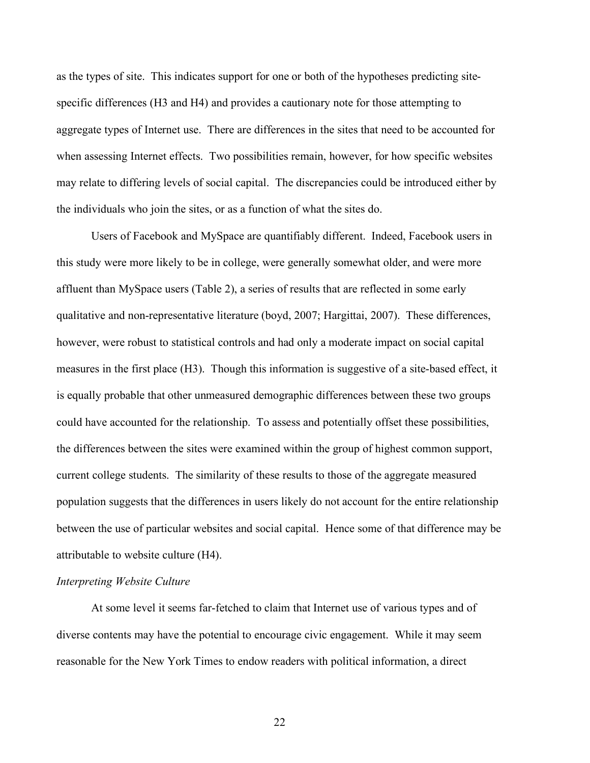as the types of site. This indicates support for one or both of the hypotheses predicting site-specific differences (H3 and H4) and provides a cautionary note for those attempting to aggregate types of Internet use. There are differences in the sites that need to be accounted for when assessing Internet effects. Two possibilities remain, however, for how specific websites may relate to differing levels of social capital. The discrepancies could be introduced either by the individuals who join the sites, or as a function of what the sites do.

Users of Facebook and MySpace are quantifiably different. Indeed, Facebook users in this study were more likely to be in college, were generally somewhat older, and were more affluent than MySpace users (Table 2), a series of results that are reflected in some early qualitative and non-representative literature (boyd, 2007; Hargittai, 2007). These differences, however, were robust to statistical controls and had only a moderate impact on social capital measures in the first place (H3). Though this information is suggestive of a site-based effect, it is equally probable that other unmeasured demographic differences between these two groups could have accounted for the relationship. To assess and potentially offset these possibilities, the differences between the sites were examined within the group of highest common support, current college students. The similarity of these results to those of the aggregate measured population suggests that the differences in users likely do not account for the entire relationship between the use of particular websites and social capital. Hence some of that difference may be attributable to website culture (H4).

*Interpreting Website Culture*

At some level it seems far-fetched to claim that Internet use of various types and of diverse contents may have the potential to encourage civic engagement. While it may seem reasonable for the New York Times to endow readers with political information, a direct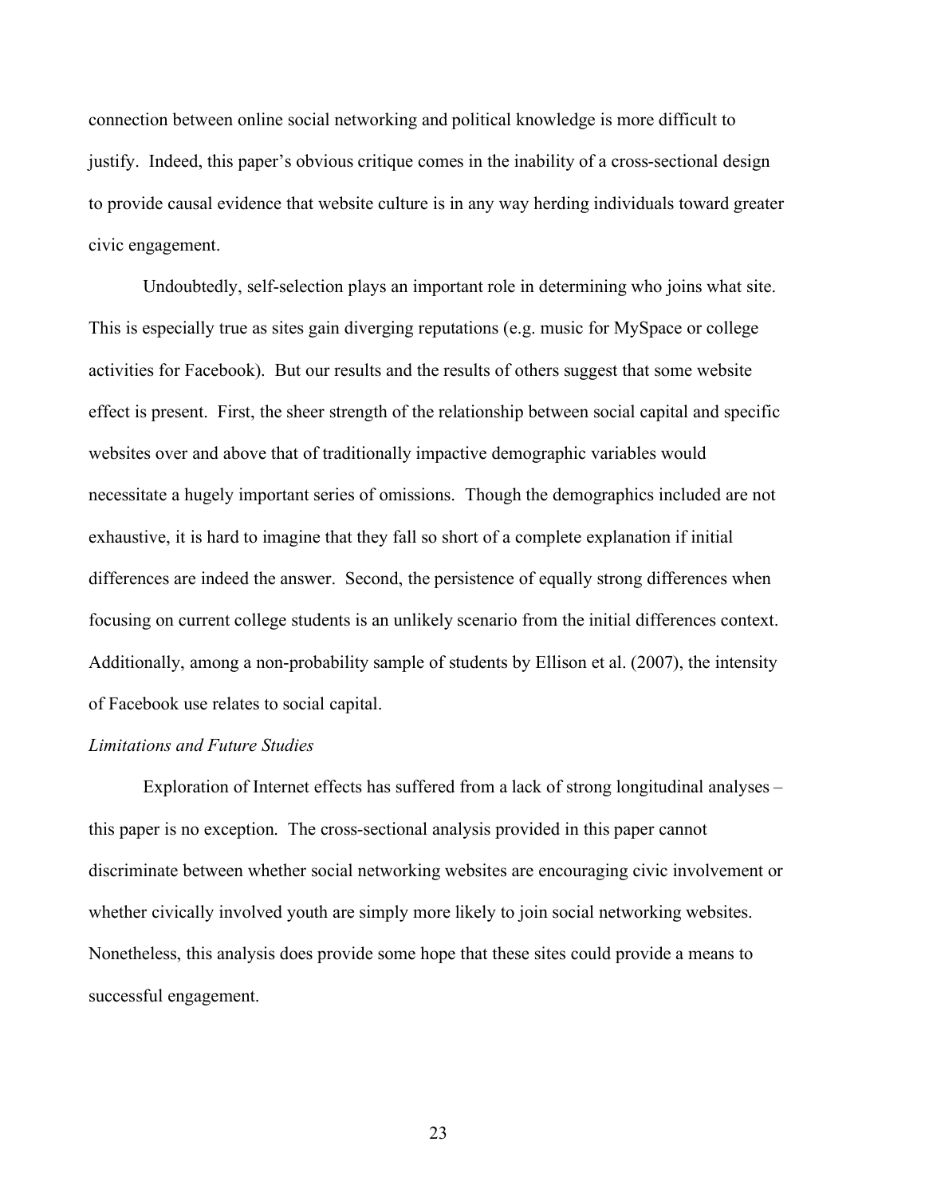connection between online social networking and political knowledge is more difficult to justify. Indeed, this paper's obvious critique comes in the inability of a cross-sectional design to provide causal evidence that website culture is in any way herding individuals toward greater civic engagement.

Undoubtedly, self-selection plays an important role in determining who joins what site. This is especially true as sites gain diverging reputations (e.g. music for MySpace or college activities for Facebook). But our results and the results of others suggest that some website effect is present. First, the sheer strength of the relationship between social capital and specific websites over and above that of traditionally impactive demographic variables would necessitate a hugely important series of omissions. Though the demographics included are not exhaustive, it is hard to imagine that they fall so short of a complete explanation if initial differences are indeed the answer. Second, the persistence of equally strong differences when focusing on current college students is an unlikely scenario from the initial differences context. Additionally, among a non-probability sample of students by Ellison et al. (2007), the intensity of Facebook use relates to social capital.

*Limitations and Future Studies*

Exploration of Internet effects has suffered from a lack of strong longitudinal analyses – this paper is no exception. The cross-sectional analysis provided in this paper cannot discriminate between whether social networking websites are encouraging civic involvement or whether civically involved youth are simply more likely to join social networking websites. Nonetheless, this analysis does provide some hope that these sites could provide a means to successful engagement.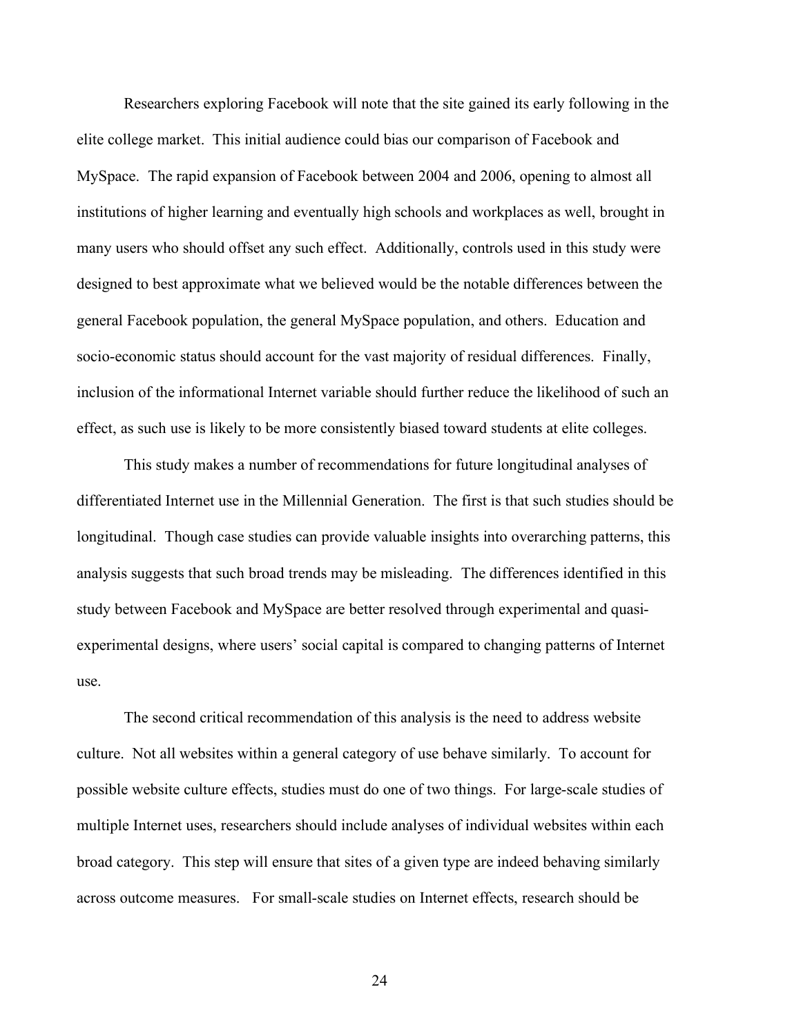Researchers exploring Facebook will note that the site gained its early following in the elite college market. This initial audience could bias our comparison of Facebook and MySpace. The rapid expansion of Facebook between 2004 and 2006, opening to almost all institutions of higher learning and eventually high schools and workplaces as well, brought in many users who should offset any such effect. Additionally, controls used in this study were designed to best approximate what we believed would be the notable differences between the general Facebook population, the general MySpace population, and others. Education and socio-economic status should account for the vast majority of residual differences. Finally, inclusion of the informational Internet variable should further reduce the likelihood of such an effect, as such use is likely to be more consistently biased toward students at elite colleges.

This study makes a number of recommendations for future longitudinal analyses of differentiated Internet use in the Millennial Generation. The first is that such studies should be longitudinal. Though case studies can provide valuable insights into overarching patterns, this analysis suggests that such broad trends may be misleading. The differences identified in this study between Facebook and MySpace are better resolved through experimental and quasi-experimental designs, where users' social capital is compared to changing patterns of Internet use.

The second critical recommendation of this analysis is the need to address website culture. Not all websites within a general category of use behave similarly. To account for possible website culture effects, studies must do one of two things. For large-scale studies of multiple Internet uses, researchers should include analyses of individual websites within each broad category. This step will ensure that sites of a given type are indeed behaving similarly across outcome measures. For small-scale studies on Internet effects, research should be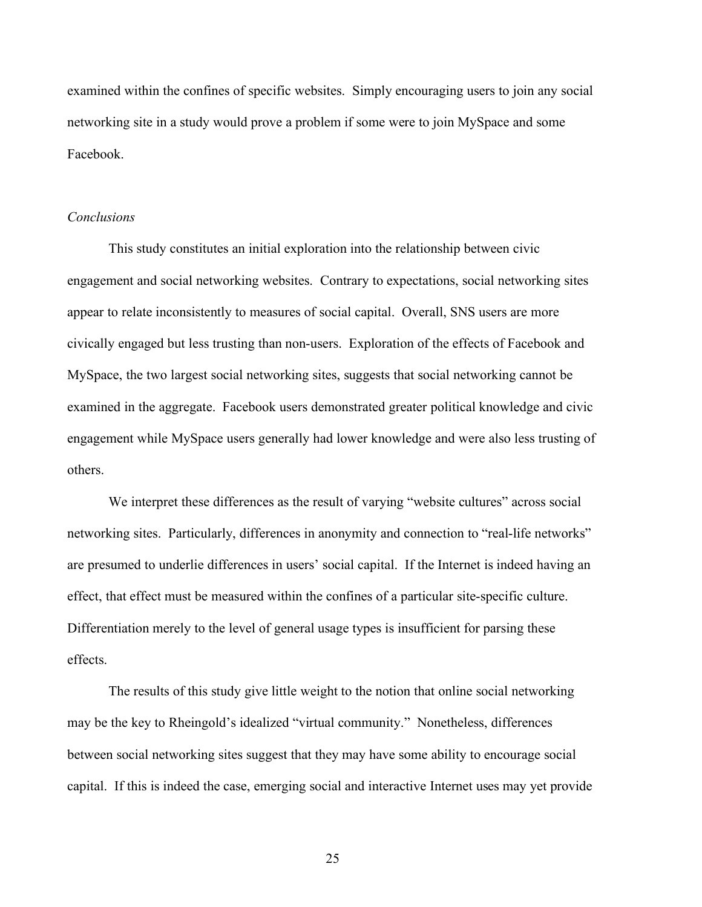examined within the confines of specific websites. Simply encouraging users to join any social networking site in a study would prove a problem if some were to join MySpace and some Facebook.

### *Conclusions*

This study constitutes an initial exploration into the relationship between civic engagement and social networking websites. Contrary to expectations, social networking sites appear to relate inconsistently to measures of social capital. Overall, SNS users are more civically engaged but less trusting than non-users. Exploration of the effects of Facebook and MySpace, the two largest social networking sites, suggests that social networking cannot be examined in the aggregate. Facebook users demonstrated greater political knowledge and civic engagement while MySpace users generally had lower knowledge and were also less trusting of others.

We interpret these differences as the result of varying "website cultures" across social networking sites. Particularly, differences in anonymity and connection to "real-life networks" are presumed to underlie differences in users' social capital. If the Internet is indeed having an effect, that effect must be measured within the confines of a particular site-specific culture. Differentiation merely to the level of general usage types is insufficient for parsing these effects.

The results of this study give little weight to the notion that online social networking may be the key to Rheingold's idealized "virtual community." Nonetheless, differences between social networking sites suggest that they may have some ability to encourage social capital. If this is indeed the case, emerging social and interactive Internet uses may yet provide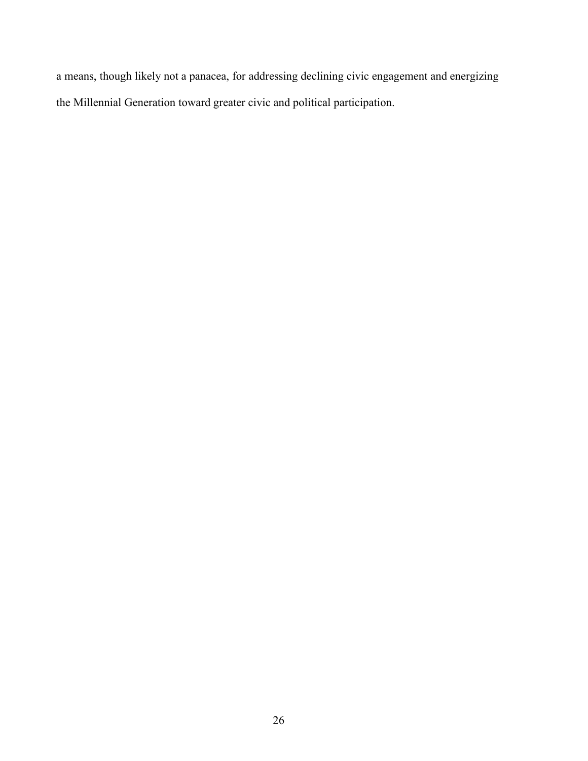a means, though likely not a panacea, for addressing declining civic engagement and energizing the Millennial Generation toward greater civic and political participation.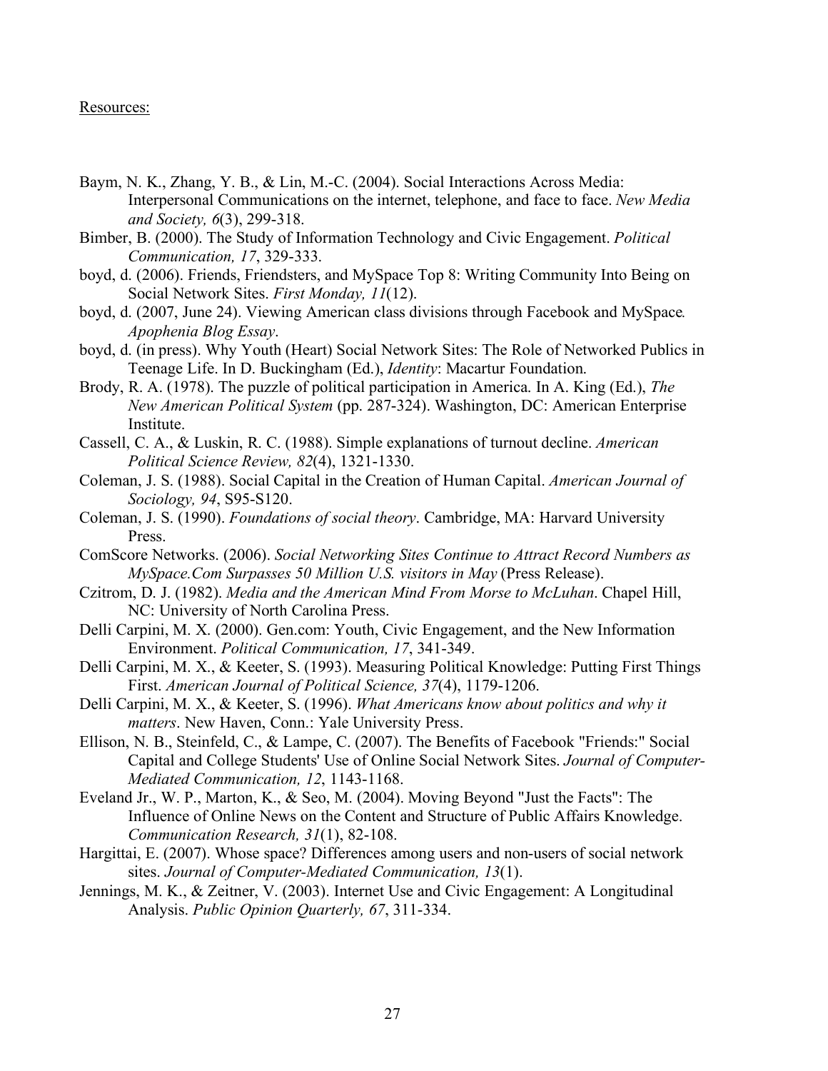Resources:

Baym, N. K., Zhang, Y. B., & Lin, M.-C. (2004). Social Interactions Across Media: Interpersonal Communications on the internet, telephone, and face to face. *New Media and Society, 6*(3), 299-318.

Bimber, B. (2000). The Study of Information Technology and Civic Engagement. *Political Communication, 17*, 329-333.

boyd, d. (2006). Friends, Friendsters, and MySpace Top 8: Writing Community Into Being on Social Network Sites. *First Monday, 11*(12).

boyd, d. (2007, June 24). Viewing American class divisions through Facebook and MySpace*. Apophenia Blog Essay*.

boyd, d. (in press). Why Youth (Heart) Social Network Sites: The Role of Networked Publics in Teenage Life. In D. Buckingham (Ed.), *Identity*: Macartur Foundation.

Brody, R. A. (1978). The puzzle of political participation in America. In A. King (Ed.), *The New American Political System* (pp. 287-324). Washington, DC: American Enterprise Institute.

Cassell, C. A., & Luskin, R. C. (1988). Simple explanations of turnout decline. *American Political Science Review, 82*(4), 1321-1330.

Coleman, J. S. (1988). Social Capital in the Creation of Human Capital. *American Journal of Sociology, 94*, S95-S120.

Coleman, J. S. (1990). *Foundations of social theory*. Cambridge, MA: Harvard University Press.

ComScore Networks. (2006). *Social Networking Sites Continue to Attract Record Numbers as MySpace.Com Surpasses 50 Million U.S. visitors in May* (Press Release).

Czitrom, D. J. (1982). *Media and the American Mind From Morse to McLuhan*. Chapel Hill, NC: University of North Carolina Press.

Delli Carpini, M. X. (2000). Gen.com: Youth, Civic Engagement, and the New Information Environment. *Political Communication, 17*, 341-349.

Delli Carpini, M. X., & Keeter, S. (1993). Measuring Political Knowledge: Putting First Things First. *American Journal of Political Science, 37*(4), 1179-1206.

Delli Carpini, M. X., & Keeter, S. (1996). *What Americans know about politics and why it matters*. New Haven, Conn.: Yale University Press.

Ellison, N. B., Steinfeld, C., & Lampe, C. (2007). The Benefits of Facebook "Friends:" Social Capital and College Students' Use of Online Social Network Sites. *Journal of Computer-Mediated Communication, 12*, 1143-1168.

Eveland Jr., W. P., Marton, K., & Seo, M. (2004). Moving Beyond "Just the Facts": The Influence of Online News on the Content and Structure of Public Affairs Knowledge. *Communication Research, 31*(1), 82-108.

Hargittai, E. (2007). Whose space? Differences among users and non-users of social network sites. *Journal of Computer-Mediated Communication, 13*(1).

Jennings, M. K., & Zeitner, V. (2003). Internet Use and Civic Engagement: A Longitudinal Analysis. *Public Opinion Quarterly, 67*, 311-334.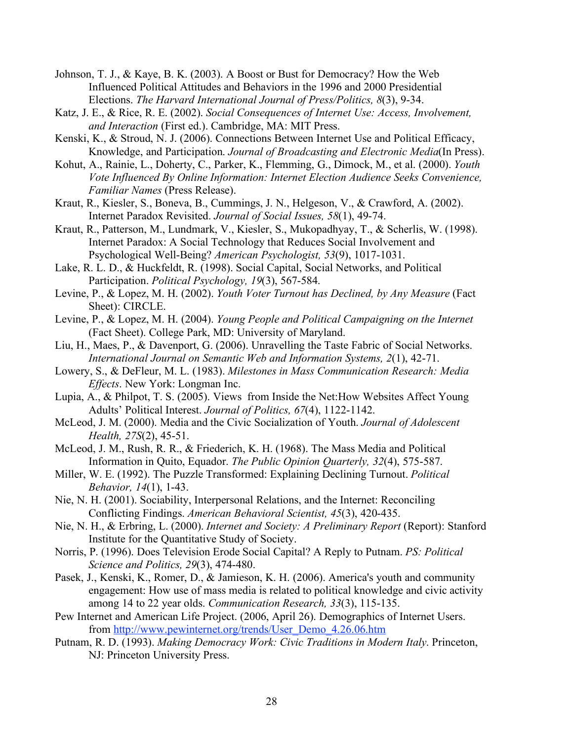Johnson, T. J., & Kaye, B. K. (2003). A Boost or Bust for Democracy? How the Web Influenced Political Attitudes and Behaviors in the 1996 and 2000 Presidential Elections. *The Harvard International Journal of Press/Politics, 8*(3), 9-34.

Katz, J. E., & Rice, R. E. (2002). *Social Consequences of Internet Use: Access, Involvement, and Interaction* (First ed.). Cambridge, MA: MIT Press.

Kenski, K., & Stroud, N. J. (2006). Connections Between Internet Use and Political Efficacy, Knowledge, and Participation. *Journal of Broadcasting and Electronic Media*(In Press).

Kohut, A., Rainie, L., Doherty, C., Parker, K., Flemming, G., Dimock, M., et al. (2000). *Youth Vote Influenced By Online Information: Internet Election Audience Seeks Convenience, Familiar Names* (Press Release).

Kraut, R., Kiesler, S., Boneva, B., Cummings, J. N., Helgeson, V., & Crawford, A. (2002). Internet Paradox Revisited. *Journal of Social Issues, 58*(1), 49-74.

Kraut, R., Patterson, M., Lundmark, V., Kiesler, S., Mukopadhyay, T., & Scherlis, W. (1998). Internet Paradox: A Social Technology that Reduces Social Involvement and Psychological Well-Being? *American Psychologist, 53*(9), 1017-1031.

Lake, R. L. D., & Huckfeldt, R. (1998). Social Capital, Social Networks, and Political Participation. *Political Psychology, 19*(3), 567-584.

Levine, P., & Lopez, M. H. (2002). *Youth Voter Turnout has Declined, by Any Measure* (Fact Sheet): CIRCLE.

Levine, P., & Lopez, M. H. (2004). *Young People and Political Campaigning on the Internet* (Fact Sheet). College Park, MD: University of Maryland.

Liu, H., Maes, P., & Davenport, G. (2006). Unravelling the Taste Fabric of Social Networks. *International Journal on Semantic Web and Information Systems, 2*(1), 42-71.

Lowery, S., & DeFleur, M. L. (1983). *Milestones in Mass Communication Research: Media Effects*. New York: Longman Inc.

Lupia, A., & Philpot, T. S. (2005). Views from Inside the Net:How Websites Affect Young Adults' Political Interest. *Journal of Politics, 67*(4), 1122-1142.

McLeod, J. M. (2000). Media and the Civic Socialization of Youth. *Journal of Adolescent Health, 27S*(2), 45-51.

McLeod, J. M., Rush, R. R., & Friederich, K. H. (1968). The Mass Media and Political Information in Quito, Equador. *The Public Opinion Quarterly, 32*(4), 575-587.

Miller, W. E. (1992). The Puzzle Transformed: Explaining Declining Turnout. *Political Behavior, 14*(1), 1-43.

Nie, N. H. (2001). Sociability, Interpersonal Relations, and the Internet: Reconciling Conflicting Findings. *American Behavioral Scientist, 45*(3), 420-435.

Nie, N. H., & Erbring, L. (2000). *Internet and Society: A Preliminary Report* (Report): Stanford Institute for the Quantitative Study of Society.

Norris, P. (1996). Does Television Erode Social Capital? A Reply to Putnam. *PS: Political Science and Politics, 29*(3), 474-480.

Pasek, J., Kenski, K., Romer, D., & Jamieson, K. H. (2006). America's youth and community engagement: How use of mass media is related to political knowledge and civic activity among 14 to 22 year olds. *Communication Research, 33*(3), 115-135.

Pew Internet and American Life Project. (2006, April 26). Demographics of Internet Users. from http://www.pewinternet.org/trends/User_Demo_4.26.06.htm

Putnam, R. D. (1993). *Making Democracy Work: Civic Traditions in Modern Italy*. Princeton, NJ: Princeton University Press.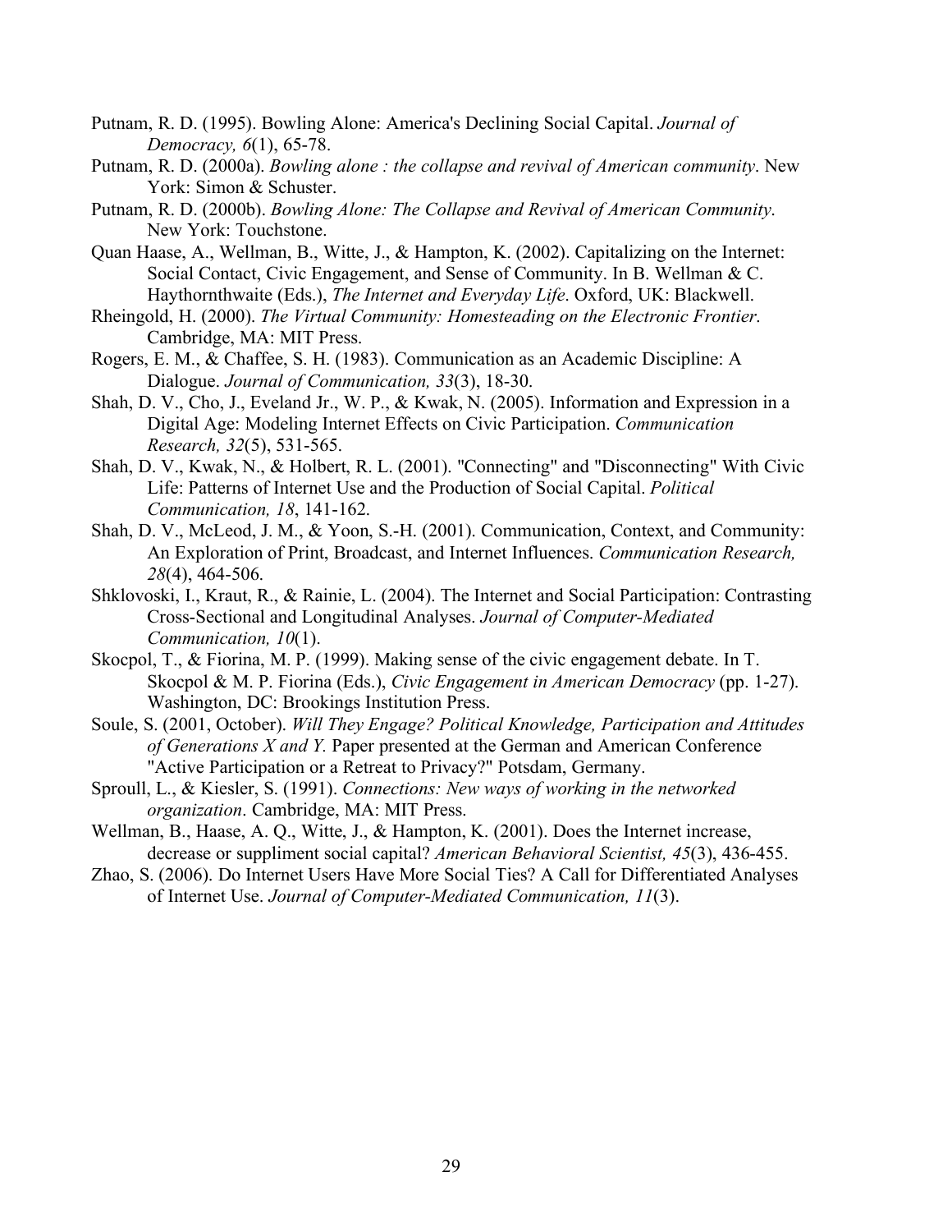Putnam, R. D. (1995). Bowling Alone: America's Declining Social Capital. *Journal of Democracy, 6*(1), 65-78.

Putnam, R. D. (2000a). *Bowling alone : the collapse and revival of American community*. New York: Simon & Schuster.

Putnam, R. D. (2000b). *Bowling Alone: The Collapse and Revival of American Community*. New York: Touchstone.

Quan Haase, A., Wellman, B., Witte, J., & Hampton, K. (2002). Capitalizing on the Internet: Social Contact, Civic Engagement, and Sense of Community. In B. Wellman & C. Haythornthwaite (Eds.), *The Internet and Everyday Life*. Oxford, UK: Blackwell.

Rheingold, H. (2000). *The Virtual Community: Homesteading on the Electronic Frontier*. Cambridge, MA: MIT Press.

Rogers, E. M., & Chaffee, S. H. (1983). Communication as an Academic Discipline: A Dialogue. *Journal of Communication, 33*(3), 18-30.

Shah, D. V., Cho, J., Eveland Jr., W. P., & Kwak, N. (2005). Information and Expression in a Digital Age: Modeling Internet Effects on Civic Participation. *Communication Research, 32*(5), 531-565.

Shah, D. V., Kwak, N., & Holbert, R. L. (2001). "Connecting" and "Disconnecting" With Civic Life: Patterns of Internet Use and the Production of Social Capital. *Political Communication, 18*, 141-162.

Shah, D. V., McLeod, J. M., & Yoon, S.-H. (2001). Communication, Context, and Community: An Exploration of Print, Broadcast, and Internet Influences. *Communication Research, 28*(4), 464-506.

Shklovoski, I., Kraut, R., & Rainie, L. (2004). The Internet and Social Participation: Contrasting Cross-Sectional and Longitudinal Analyses. *Journal of Computer-Mediated Communication, 10*(1).

Skocpol, T., & Fiorina, M. P. (1999). Making sense of the civic engagement debate. In T. Skocpol & M. P. Fiorina (Eds.), *Civic Engagement in American Democracy* (pp. 1-27). Washington, DC: Brookings Institution Press.

Soule, S. (2001, October). *Will They Engage? Political Knowledge, Participation and Attitudes of Generations X and Y.* Paper presented at the German and American Conference "Active Participation or a Retreat to Privacy?" Potsdam, Germany.

Sproull, L., & Kiesler, S. (1991). *Connections: New ways of working in the networked organization*. Cambridge, MA: MIT Press.

Wellman, B., Haase, A. Q., Witte, J., & Hampton, K. (2001). Does the Internet increase, decrease or suppliment social capital? *American Behavioral Scientist, 45*(3), 436-455.

Zhao, S. (2006). Do Internet Users Have More Social Ties? A Call for Differentiated Analyses of Internet Use. *Journal of Computer-Mediated Communication, 11*(3).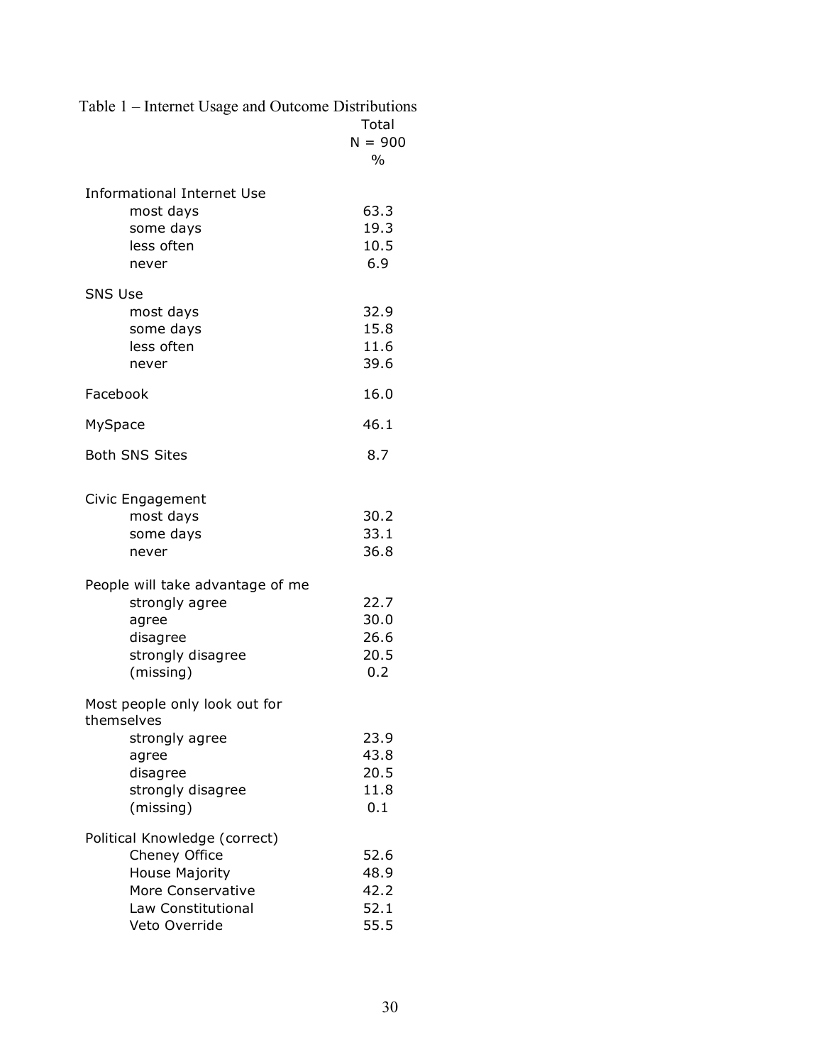Table 1 – Internet Usage and Outcome Distributions

| | Total N = 900 % |
|---|---|
| **Informational Internet Use** | |
| most days | 63.3 |
| some days | 19.3 |
| less often | 10.5 |
| never | 6.9 |
| **SNS Use** | |
| most days | 32.9 |
| some days | 15.8 |
| less often | 11.6 |
| never | 39.6 |
| **Facebook** | 16.0 |
| **MySpace** | 46.1 |
| **Both SNS Sites** | 8.7 |
| **Civic Engagement** | |
| most days | 30.2 |
| some days | 33.1 |
| never | 36.8 |
| **People will take advantage of me** | |
| strongly agree | 22.7 |
| agree | 30.0 |
| disagree | 26.6 |
| strongly disagree | 20.5 |
| (missing) | 0.2 |
| **Most people only look out for themselves** | |
| strongly agree | 23.9 |
| agree | 43.8 |
| disagree | 20.5 |
| strongly disagree | 11.8 |
| (missing) | 0.1 |
| **Political Knowledge (correct)** | |
| Cheney Office | 52.6 |
| House Majority | 48.9 |
| More Conservative | 42.2 |
| Law Constitutional | 52.1 |
| Veto Override | 55.5 |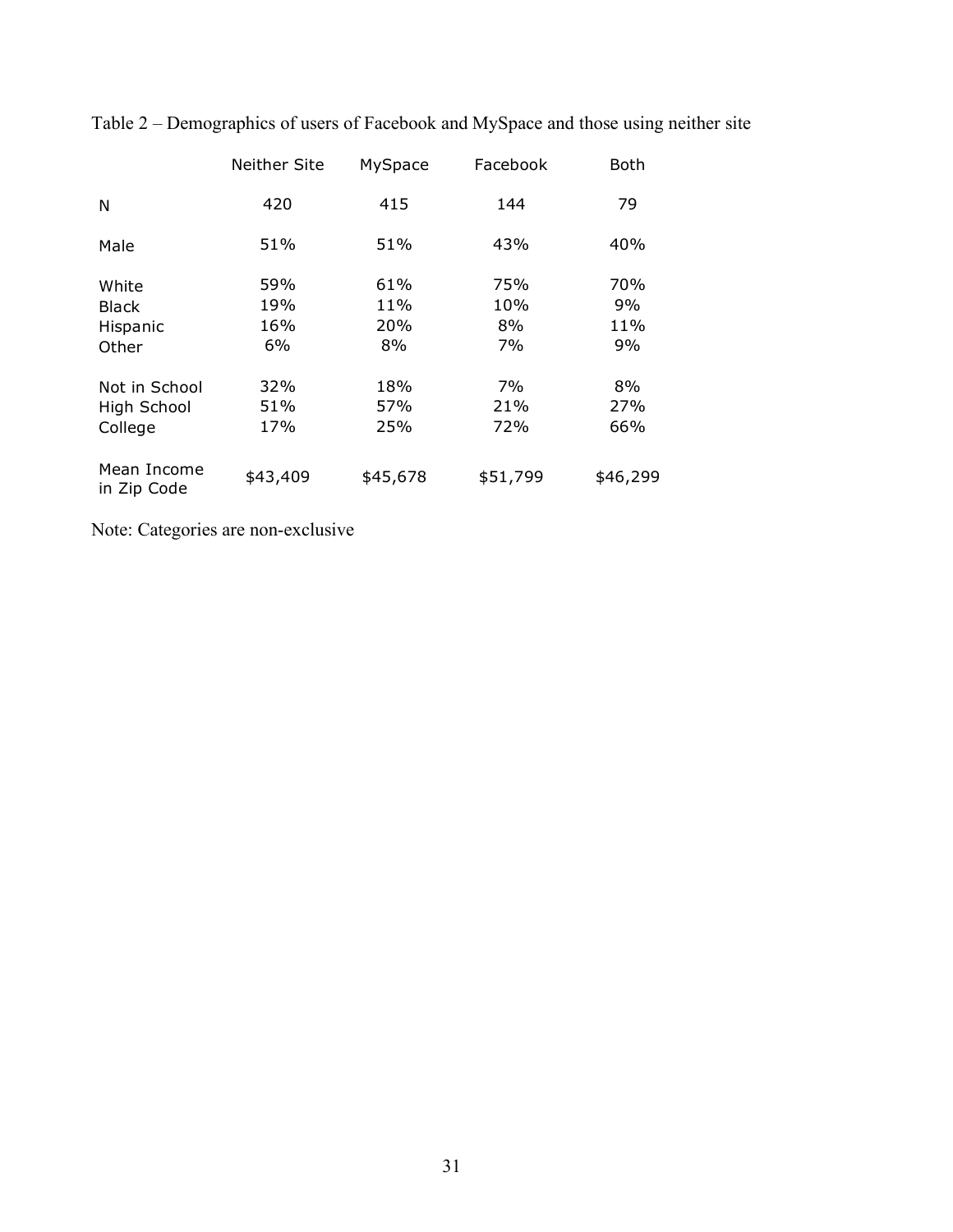Table 2 – Demographics of users of Facebook and MySpace and those using neither site

| | Neither Site | MySpace | Facebook | Both |
|---|---|---|---|---|
| N | 420 | 415 | 144 | 79 |
| Male | 51% | 51% | 43% | 40% |
| White | 59% | 61% | 75% | 70% |
| Black | 19% | 11% | 10% | 9% |
| Hispanic | 16% | 20% | 8% | 11% |
| Other | 6% | 8% | 7% | 9% |
| Not in School | 32% | 18% | 7% | 8% |
| High School | 51% | 57% | 21% | 27% |
| College | 17% | 25% | 72% | 66% |
| Mean Income in Zip Code | $43,409 | $45,678 | $51,799 | $46,299 |

Note: Categories are non-exclusive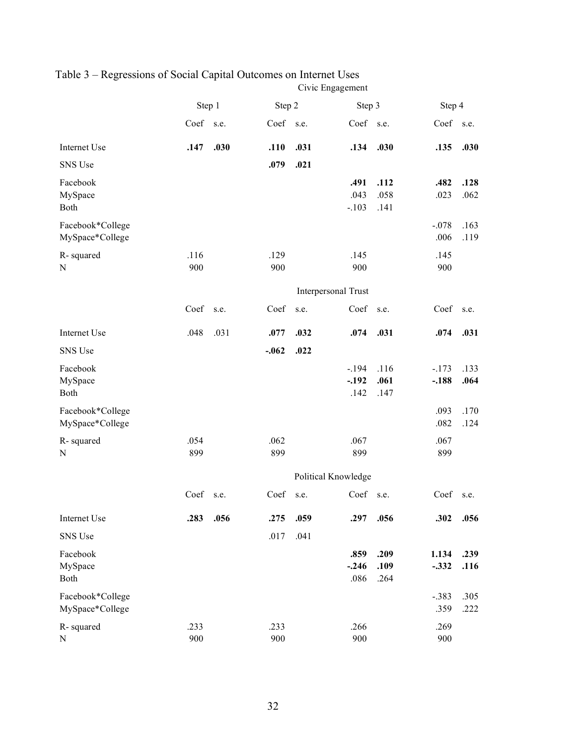Table 3 – Regressions of Social Capital Outcomes on Internet Uses

| | Step 1 | | Step 2 | | Step 3 | | Step 4 | |
|---|---|---|---|---|---|---|---|---|
| **Civic Engagement** | | | | | | | | |
| | Coef | s.e. | Coef | s.e. | Coef | s.e. | Coef | s.e. |
| Internet Use | **.147** | **.030** | **.110** | **.031** | **.134** | **.030** | **.135** | **.030** |
| SNS Use | | | **.079** | **.021** | | | | |
| Facebook | | | | | **.491** | **.112** | **.482** | **.128** |
| MySpace | | | | | .043 | .058 | .023 | .062 |
| Both | | | | | -.103 | .141 | | |
| Facebook*College | | | | | | | -.078 | .163 |
| MySpace*College | | | | | | | .006 | .119 |
| R- squared | .116 | | .129 | | .145 | | .145 | |
| N | 900 | | 900 | | 900 | | 900 | |
| **Interpersonal Trust** | | | | | | | | |
| | Coef | s.e. | Coef | s.e. | Coef | s.e. | Coef | s.e. |
| Internet Use | .048 | .031 | **.077** | **.032** | **.074** | **.031** | **.074** | **.031** |
| SNS Use | | | **-.062** | **.022** | | | | |
| Facebook | | | | | -.194 | .116 | -.173 | .133 |
| MySpace | | | | | **-.192** | **.061** | **-.188** | **.064** |
| Both | | | | | .142 | .147 | | |
| Facebook*College | | | | | | | .093 | .170 |
| MySpace*College | | | | | | | .082 | .124 |
| R- squared | .054 | | .062 | | .067 | | .067 | |
| N | 899 | | 899 | | 899 | | 899 | |
| **Political Knowledge** | | | | | | | | |
| | Coef | s.e. | Coef | s.e. | Coef | s.e. | Coef | s.e. |
| Internet Use | **.283** | **.056** | **.275** | **.059** | **.297** | **.056** | **.302** | **.056** |
| SNS Use | | | .017 | .041 | | | | |
| Facebook | | | | | **.859** | **.209** | **1.134** | **.239** |
| MySpace | | | | | **-.246** | **.109** | **-.332** | **.116** |
| Both | | | | | .086 | .264 | | |
| Facebook*College | | | | | | | -.383 | .305 |
| MySpace*College | | | | | | | .359 | .222 |
| R- squared | .233 | | .233 | | .266 | | .269 | |
| N | 900 | | 900 | | 900 | | 900 | |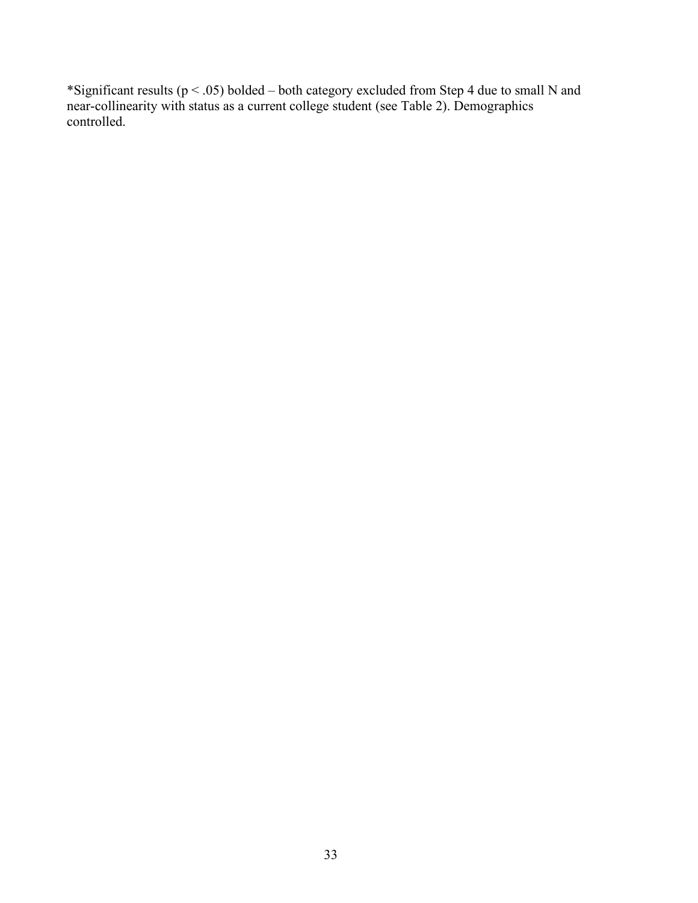*Significant results ($p < .05$) bolded – both category excluded from Step 4 due to small N and near-collinearity with status as a current college student (see Table 2). Demographics controlled.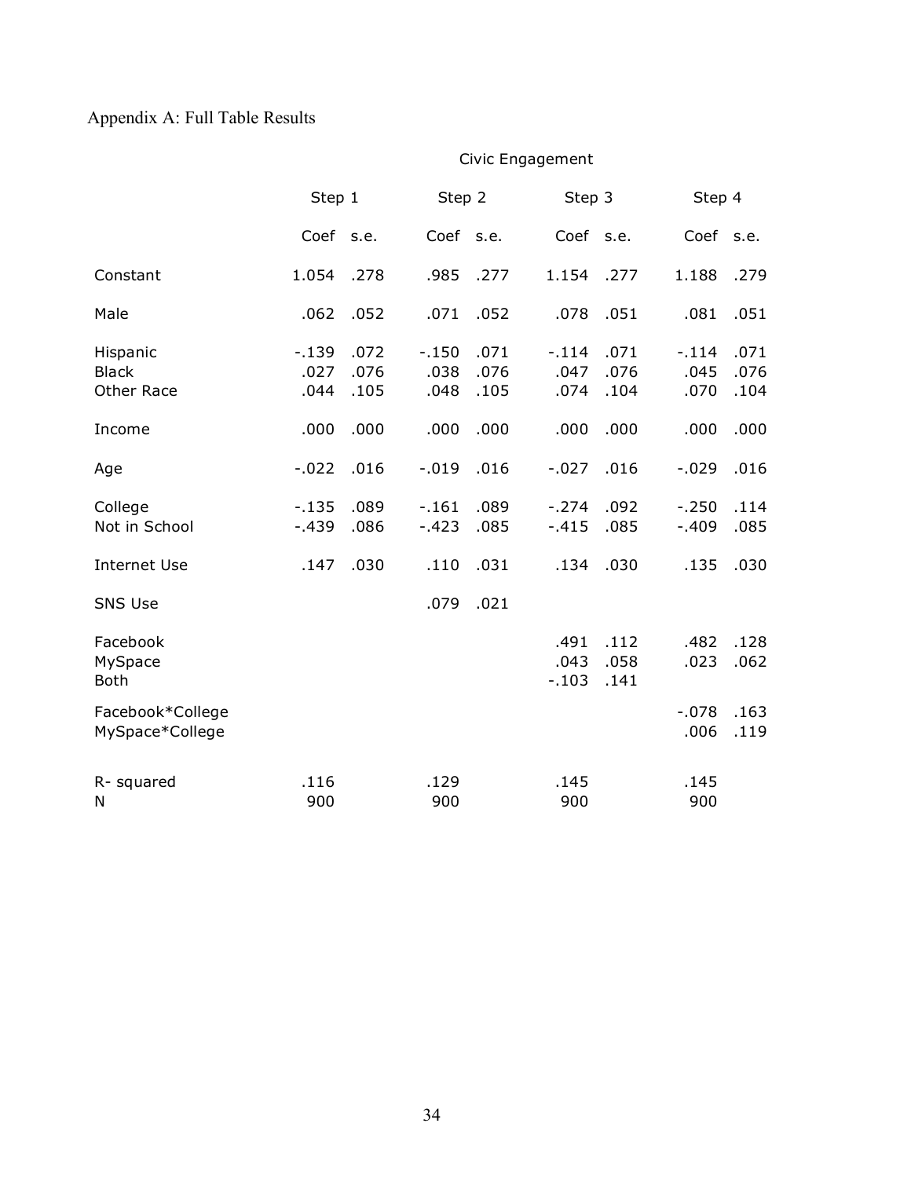Appendix A: Full Table Results

| | Civic Engagement | | | | | | | |
|---|---|---|---|---|---|---|---|---|
| | Step 1 | | Step 2 | | Step 3 | | Step 4 | |
| | Coef | s.e. | Coef | s.e. | Coef | s.e. | Coef | s.e. |
| Constant | 1.054 | .278 | .985 | .277 | 1.154 | .277 | 1.188 | .279 |
| Male | .062 | .052 | .071 | .052 | .078 | .051 | .081 | .051 |
| Hispanic | -.139 | .072 | -.150 | .071 | -.114 | .071 | -.114 | .071 |
| Black | .027 | .076 | .038 | .076 | .047 | .076 | .045 | .076 |
| Other Race | .044 | .105 | .048 | .105 | .074 | .104 | .070 | .104 |
| Income | .000 | .000 | .000 | .000 | .000 | .000 | .000 | .000 |
| Age | -.022 | .016 | -.019 | .016 | -.027 | .016 | -.029 | .016 |
| College | -.135 | .089 | -.161 | .089 | -.274 | .092 | -.250 | .114 |
| Not in School | -.439 | .086 | -.423 | .085 | -.415 | .085 | -.409 | .085 |
| Internet Use | .147 | .030 | .110 | .031 | .134 | .030 | .135 | .030 |
| SNS Use | | | .079 | .021 | | | | |
| Facebook | | | | | .491 | .112 | .482 | .128 |
| MySpace | | | | | .043 | .058 | .023 | .062 |
| Both | | | | | -.103 | .141 | | |
| Facebook*College | | | | | | | -.078 | .163 |
| MySpace*College | | | | | | | .006 | .119 |
| R- squared | .116 | | .129 | | .145 | | .145 | |
| N | 900 | | 900 | | 900 | | 900 | |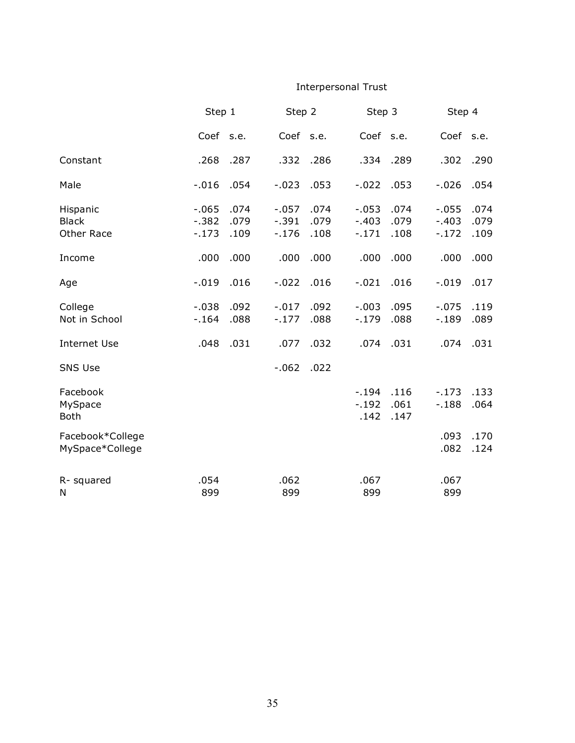| | Interpersonal Trust | | | | | | | |
|---|---|---|---|---|---|---|---|---|
| | Step 1 | | Step 2 | | Step 3 | | Step 4 | |
| | Coef | s.e. | Coef | s.e. | Coef | s.e. | Coef | s.e. |
| Constant | .268 | .287 | .332 | .286 | .334 | .289 | .302 | .290 |
| Male | -.016 | .054 | -.023 | .053 | -.022 | .053 | -.026 | .054 |
| Hispanic | -.065 | .074 | -.057 | .074 | -.053 | .074 | -.055 | .074 |
| Black | -.382 | .079 | -.391 | .079 | -.403 | .079 | -.403 | .079 |
| Other Race | -.173 | .109 | -.176 | .108 | -.171 | .108 | -.172 | .109 |
| Income | .000 | .000 | .000 | .000 | .000 | .000 | .000 | .000 |
| Age | -.019 | .016 | -.022 | .016 | -.021 | .016 | -.019 | .017 |
| College | -.038 | .092 | -.017 | .092 | -.003 | .095 | -.075 | .119 |
| Not in School | -.164 | .088 | -.177 | .088 | -.179 | .088 | -.189 | .089 |
| Internet Use | .048 | .031 | .077 | .032 | .074 | .031 | .074 | .031 |
| SNS Use | | | -.062 | .022 | | | | |
| Facebook | | | | | -.194 | .116 | -.173 | .133 |
| MySpace | | | | | -.192 | .061 | -.188 | .064 |
| Both | | | | | .142 | .147 | | |
| Facebook*College | | | | | | | .093 | .170 |
| MySpace*College | | | | | | | .082 | .124 |
| R- squared | .054 | | .062 | | .067 | | .067 | |
| N | 899 | | 899 | | 899 | | 899 | |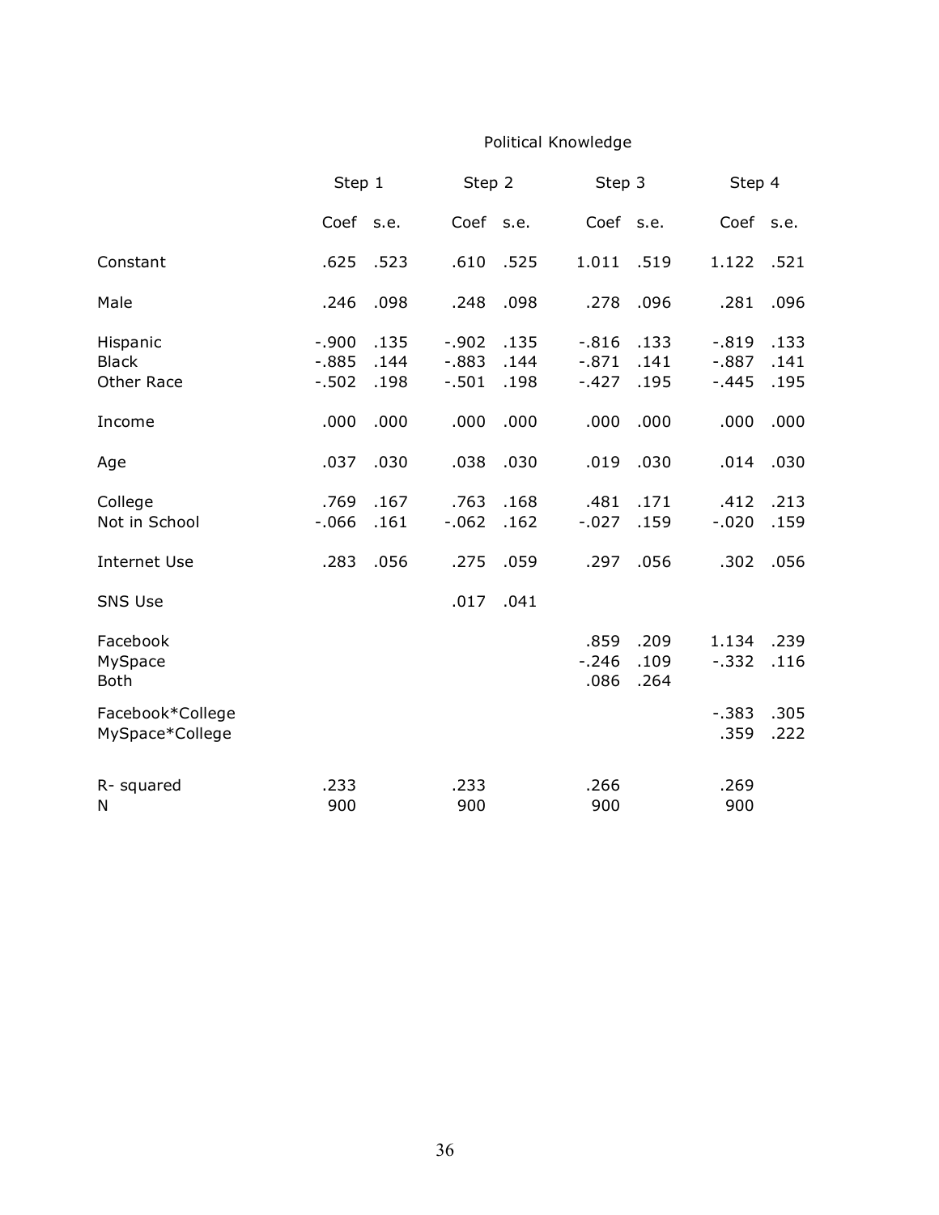| | Political Knowledge | | | | | | | |
|---|---|---|---|---|---|---|---|---|
| | Step 1 | | Step 2 | | Step 3 | | Step 4 | |
| | Coef | s.e. | Coef | s.e. | Coef | s.e. | Coef | s.e. |
| Constant | .625 | .523 | .610 | .525 | 1.011 | .519 | 1.122 | .521 |
| Male | .246 | .098 | .248 | .098 | .278 | .096 | .281 | .096 |
| Hispanic | -.900 | .135 | -.902 | .135 | -.816 | .133 | -.819 | .133 |
| Black | -.885 | .144 | -.883 | .144 | -.871 | .141 | -.887 | .141 |
| Other Race | -.502 | .198 | -.501 | .198 | -.427 | .195 | -.445 | .195 |
| Income | .000 | .000 | .000 | .000 | .000 | .000 | .000 | .000 |
| Age | .037 | .030 | .038 | .030 | .019 | .030 | .014 | .030 |
| College | .769 | .167 | .763 | .168 | .481 | .171 | .412 | .213 |
| Not in School | -.066 | .161 | -.062 | .162 | -.027 | .159 | -.020 | .159 |
| Internet Use | .283 | .056 | .275 | .059 | .297 | .056 | .302 | .056 |
| SNS Use | | | .017 | .041 | | | | |
| Facebook | | | | | .859 | .209 | 1.134 | .239 |
| MySpace | | | | | -.246 | .109 | -.332 | .116 |
| Both | | | | | .086 | .264 | | |
| Facebook*College | | | | | | | -.383 | .305 |
| MySpace*College | | | | | | | .359 | .222 |
| R- squared | .233 | | .233 | | .266 | | .269 | |
| N | 900 | | 900 | | 900 | | 900 | |